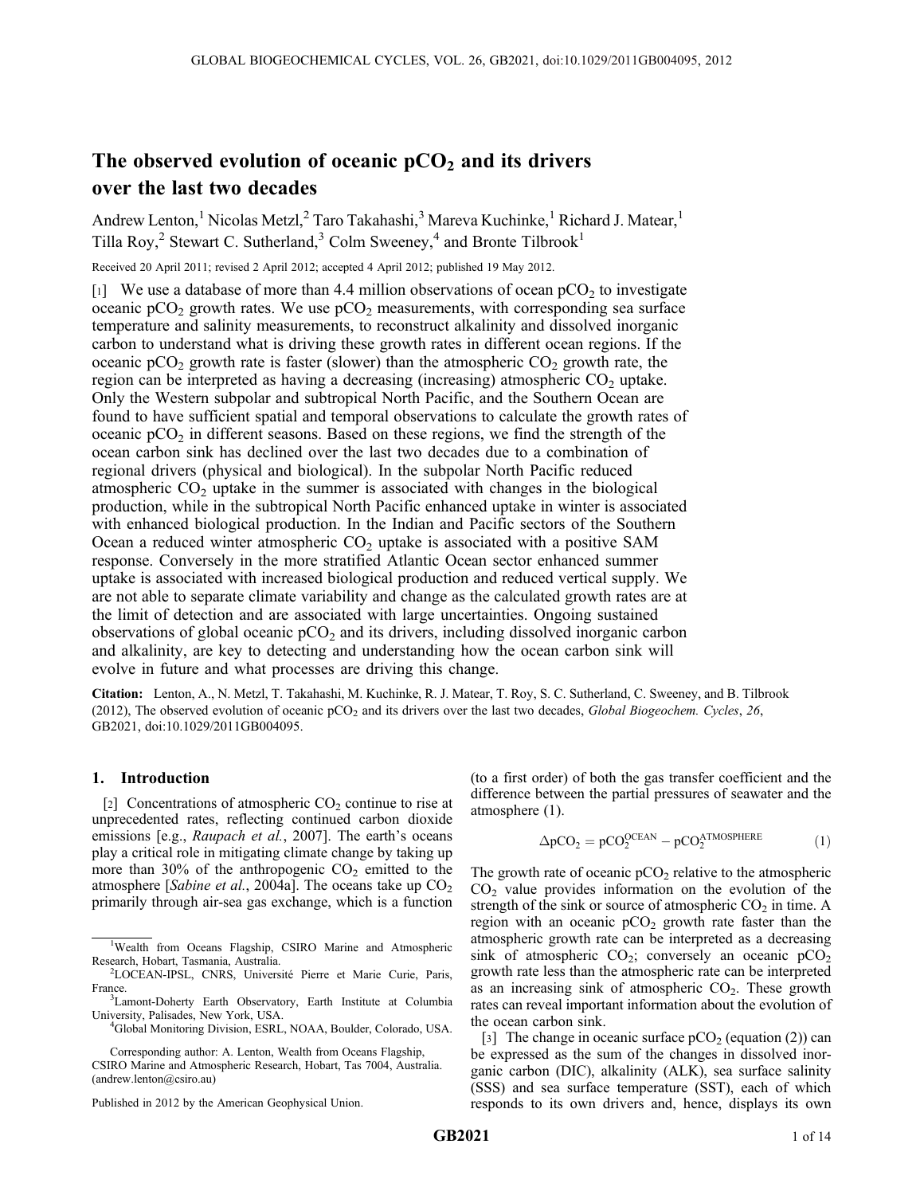# The observed evolution of oceanic $pCO_2$ and its drivers over the last two decades

Andrew Lenton,[1] Nicolas Metzl,[2] Taro Takahashi,[3] Mareva Kuchinke,[1] Richard J. Matear,[1] Tilla Roy,[2] Stewart C. Sutherland,[3] Colm Sweeney,[4] and Bronte Tilbrook[1]

Received 20 April 2011; revised 2 April 2012; accepted 4 April 2012; published 19 May 2012.

[1] We use a database of more than 4.4 million observations of ocean $pCO_2$ to investigate oceanic $pCO_2$ growth rates. We use $pCO_2$ measurements, with corresponding sea surface temperature and salinity measurements, to reconstruct alkalinity and dissolved inorganic carbon to understand what is driving these growth rates in different ocean regions. If the oceanic $pCO_2$ growth rate is faster (slower) than the atmospheric $CO_2$ growth rate, the region can be interpreted as having a decreasing (increasing) atmospheric $CO_2$ uptake. Only the Western subpolar and subtropical North Pacific, and the Southern Ocean are found to have sufficient spatial and temporal observations to calculate the growth rates of oceanic $pCO_2$ in different seasons. Based on these regions, we find the strength of the ocean carbon sink has declined over the last two decades due to a combination of regional drivers (physical and biological). In the subpolar North Pacific reduced atmospheric $CO_2$ uptake in the summer is associated with changes in the biological production, while in the subtropical North Pacific enhanced uptake in winter is associated with enhanced biological production. In the Indian and Pacific sectors of the Southern Ocean a reduced winter atmospheric $CO_2$ uptake is associated with a positive SAM response. Conversely in the more stratified Atlantic Ocean sector enhanced summer uptake is associated with increased biological production and reduced vertical supply. We are not able to separate climate variability and change as the calculated growth rates are at the limit of detection and are associated with large uncertainties. Ongoing sustained observations of global oceanic $pCO_2$ and its drivers, including dissolved inorganic carbon and alkalinity, are key to detecting and understanding how the ocean carbon sink will evolve in future and what processes are driving this change.

**Citation:** Lenton, A., N. Metzl, T. Takahashi, M. Kuchinke, R. J. Matear, T. Roy, S. C. Sutherland, C. Sweeney, and B. Tilbrook (2012), The observed evolution of oceanic $pCO_2$ and its drivers over the last two decades, *Global Biogeochem. Cycles*, *26*, GB2021, doi:10.1029/2011GB004095.

## 1. Introduction

[2] Concentrations of atmospheric $CO_2$ continue to rise at unprecedented rates, reflecting continued carbon dioxide emissions [e.g., *Raupach et al.*, 2007]. The earth's oceans play a critical role in mitigating climate change by taking up more than 30% of the anthropogenic $CO_2$ emitted to the atmosphere [*Sabine et al.*, 2004a]. The oceans take up $CO_2$ primarily through air-sea gas exchange, which is a function (to a first order) of both the gas transfer coefficient and the difference between the partial pressures of seawater and the atmosphere (1).

$$\Delta pCO_2 = pCO_2^{OCEAN} - pCO_2^{ATMOSPHERE} \quad (1)$$

The growth rate of oceanic $pCO_2$ relative to the atmospheric $CO_2$ value provides information on the evolution of the strength of the sink or source of atmospheric $CO_2$ in time. A region with an oceanic $pCO_2$ growth rate faster than the atmospheric growth rate can be interpreted as a decreasing sink of atmospheric $CO_2$; conversely an oceanic $pCO_2$ growth rate less than the atmospheric rate can be interpreted as an increasing sink of atmospheric $CO_2$. These growth rates can reveal important information about the evolution of the ocean carbon sink.

[3] The change in oceanic surface $pCO_2$ (equation (2)) can be expressed as the sum of the changes in dissolved inorganic carbon (DIC), alkalinity (ALK), sea surface salinity (SSS) and sea surface temperature (SST), each of which responds to its own drivers and, hence, displays its own

---

[1] Wealth from Oceans Flagship, CSIRO Marine and Atmospheric Research, Hobart, Tasmania, Australia.
[2] LOCEAN-IPSL, CNRS, Université Pierre et Marie Curie, Paris, France.
[3] Lamont-Doherty Earth Observatory, Earth Institute at Columbia University, Palisades, New York, USA.
[4] Global Monitoring Division, ESRL, NOAA, Boulder, Colorado, USA.

Corresponding author: A. Lenton, Wealth from Oceans Flagship, CSIRO Marine and Atmospheric Research, Hobart, Tas 7004, Australia. (andrew.lenton@csiro.au)

Published in 2012 by the American Geophysical Union.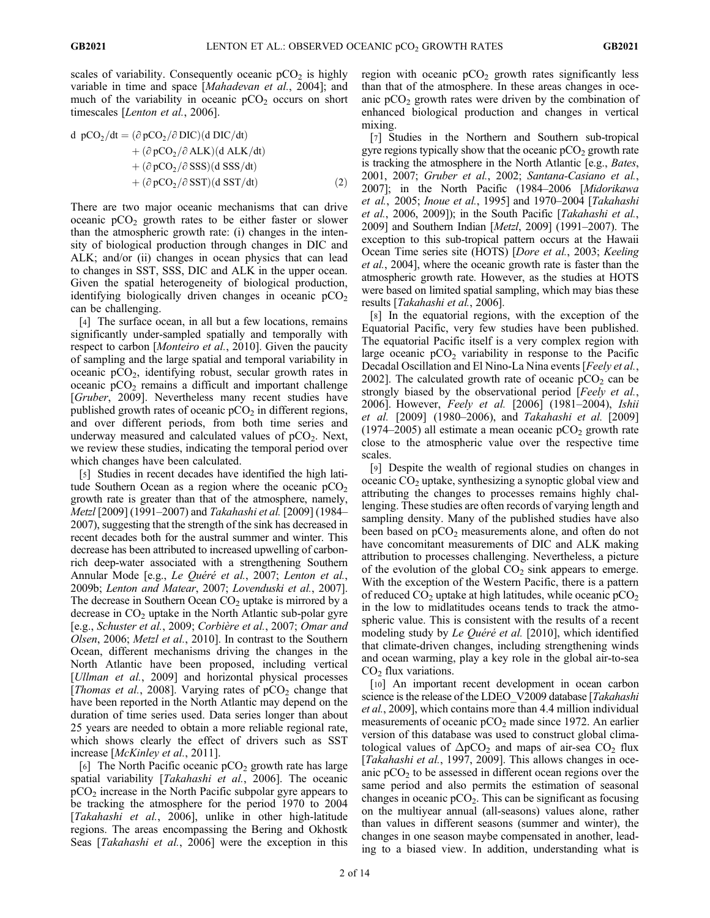scales of variability. Consequently oceanic $pCO_2$ is highly variable in time and space [*Mahadevan et al.*, 2004]; and much of the variability in oceanic $pCO_2$ occurs on short timescales [*Lenton et al.*, 2006].

$$\begin{aligned} \mathrm{d}\ pCO_2/\mathrm{d}t = & (\partial\, pCO_2/\partial\, DIC)(\mathrm{d}\ DIC/\mathrm{d}t) \\ & + (\partial\, pCO_2/\partial\, ALK)(\mathrm{d}\ ALK/\mathrm{d}t) \\ & + (\partial\, pCO_2/\partial\, SSS)(\mathrm{d}\ SSS/\mathrm{d}t) \\ & + (\partial\, pCO_2/\partial\, SST)(\mathrm{d}\ SST/\mathrm{d}t) \end{aligned} \qquad (2)$$

There are two major oceanic mechanisms that can drive oceanic $pCO_2$ growth rates to be either faster or slower than the atmospheric growth rate: (i) changes in the intensity of biological production through changes in DIC and ALK; and/or (ii) changes in ocean physics that can lead to changes in SST, SSS, DIC and ALK in the upper ocean. Given the spatial heterogeneity of biological production, identifying biologically driven changes in oceanic $pCO_2$ can be challenging.

[4] The surface ocean, in all but a few locations, remains significantly under-sampled spatially and temporally with respect to carbon [*Monteiro et al.*, 2010]. Given the paucity of sampling and the large spatial and temporal variability in oceanic $pCO_2$, identifying robust, secular growth rates in oceanic $pCO_2$ remains a difficult and important challenge [*Gruber*, 2009]. Nevertheless many recent studies have published growth rates of oceanic $pCO_2$ in different regions, and over different periods, from both time series and underway measured and calculated values of $pCO_2$. Next, we review these studies, indicating the temporal period over which changes have been calculated.

[5] Studies in recent decades have identified the high latitude Southern Ocean as a region where the oceanic $pCO_2$ growth rate is greater than that of the atmosphere, namely, *Metzl* [2009] (1991–2007) and *Takahashi et al.* [2009] (1984–2007), suggesting that the strength of the sink has decreased in recent decades both for the austral summer and winter. This decrease has been attributed to increased upwelling of carbon-rich deep-water associated with a strengthening Southern Annular Mode [e.g., *Le Quéré et al.*, 2007; *Lenton et al.*, 2009b; *Lenton and Matear*, 2007; *Lovenduski et al.*, 2007]. The decrease in Southern Ocean $CO_2$ uptake is mirrored by a decrease in $CO_2$ uptake in the North Atlantic sub-polar gyre [e.g., *Schuster et al.*, 2009; *Corbière et al.*, 2007; *Omar and Olsen*, 2006; *Metzl et al.*, 2010]. In contrast to the Southern Ocean, different mechanisms driving the changes in the North Atlantic have been proposed, including vertical [*Ullman et al.*, 2009] and horizontal physical processes [*Thomas et al.*, 2008]. Varying rates of $pCO_2$ change that have been reported in the North Atlantic may depend on the duration of time series used. Data series longer than about 25 years are needed to obtain a more reliable regional rate, which shows clearly the effect of drivers such as SST increase [*McKinley et al.*, 2011].

[6] The North Pacific oceanic $pCO_2$ growth rate has large spatial variability [*Takahashi et al.*, 2006]. The oceanic $pCO_2$ increase in the North Pacific subpolar gyre appears to be tracking the atmosphere for the period 1970 to 2004 [*Takahashi et al.*, 2006], unlike in other high-latitude regions. The areas encompassing the Bering and Okhostk Seas [*Takahashi et al.*, 2006] were the exception in this region with oceanic $pCO_2$ growth rates significantly less than that of the atmosphere. In these areas changes in oceanic $pCO_2$ growth rates were driven by the combination of enhanced biological production and changes in vertical mixing.

[7] Studies in the Northern and Southern sub-tropical gyre regions typically show that the oceanic $pCO_2$ growth rate is tracking the atmosphere in the North Atlantic [e.g., *Bates*, 2001, 2007; *Gruber et al.*, 2002; *Santana-Casiano et al.*, 2007]; in the North Pacific (1984–2006 [*Midorikawa et al.*, 2005; *Inoue et al.*, 1995] and 1970–2004 [*Takahashi et al.*, 2006, 2009]); in the South Pacific [*Takahashi et al.*, 2009] and Southern Indian [*Metzl*, 2009] (1991–2007). The exception to this sub-tropical pattern occurs at the Hawaii Ocean Time series site (HOTS) [*Dore et al.*, 2003; *Keeling et al.*, 2004], where the oceanic growth rate is faster than the atmospheric growth rate. However, as the studies at HOTS were based on limited spatial sampling, which may bias these results [*Takahashi et al.*, 2006].

[8] In the equatorial regions, with the exception of the Equatorial Pacific, very few studies have been published. The equatorial Pacific itself is a very complex region with large oceanic $pCO_2$ variability in response to the Pacific Decadal Oscillation and El Nino-La Nina events [*Feely et al.*, 2002]. The calculated growth rate of oceanic $pCO_2$ can be strongly biased by the observational period [*Feely et al.*, 2006]. However, *Feely et al.* [2006] (1981–2004), *Ishii et al.* [2009] (1980–2006), and *Takahashi et al.* [2009] (1974–2005) all estimate a mean oceanic $pCO_2$ growth rate close to the atmospheric value over the respective time scales.

[9] Despite the wealth of regional studies on changes in oceanic $CO_2$ uptake, synthesizing a synoptic global view and attributing the changes to processes remains highly challenging. These studies are often records of varying length and sampling density. Many of the published studies have also been based on $pCO_2$ measurements alone, and often do not have concomitant measurements of DIC and ALK making attribution to processes challenging. Nevertheless, a picture of the evolution of the global $CO_2$ sink appears to emerge. With the exception of the Western Pacific, there is a pattern of reduced $CO_2$ uptake at high latitudes, while oceanic $pCO_2$ in the low to midlatitudes oceans tends to track the atmospheric value. This is consistent with the results of a recent modeling study by *Le Quéré et al.* [2010], which identified that climate-driven changes, including strengthening winds and ocean warming, play a key role in the global air-to-sea $CO_2$ flux variations.

[10] An important recent development in ocean carbon science is the release of the LDEO_V2009 database [*Takahashi et al.*, 2009], which contains more than 4.4 million individual measurements of oceanic $pCO_2$ made since 1972. An earlier version of this database was used to construct global climatological values of $\Delta pCO_2$ and maps of air-sea $CO_2$ flux [*Takahashi et al.*, 1997, 2009]. This allows changes in oceanic $pCO_2$ to be assessed in different ocean regions over the same period and also permits the estimation of seasonal changes in oceanic $pCO_2$. This can be significant as focusing on the multiyear annual (all-seasons) values alone, rather than values in different seasons (summer and winter), the changes in one season maybe compensated in another, leading to a biased view. In addition, understanding what is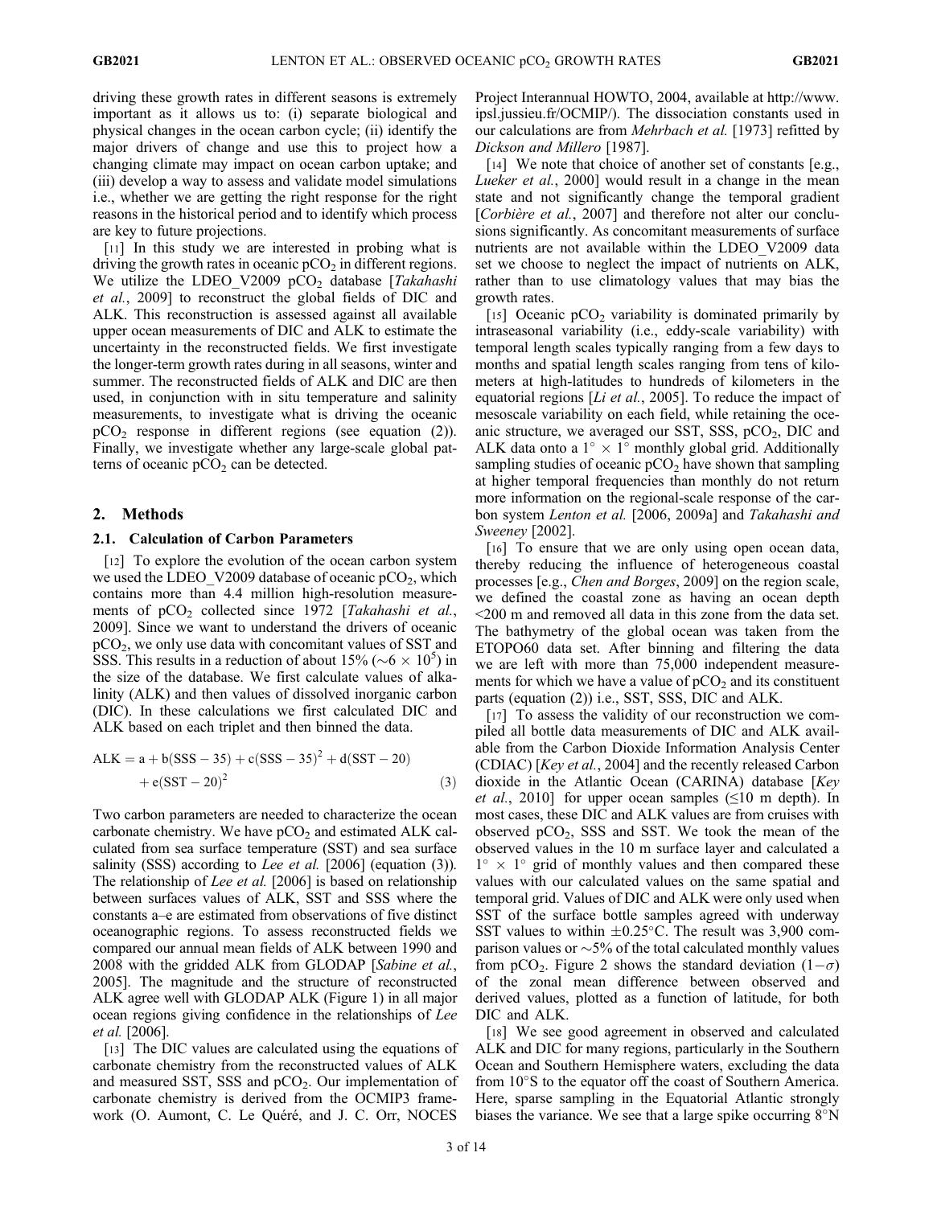driving these growth rates in different seasons is extremely important as it allows us to: (i) separate biological and physical changes in the ocean carbon cycle; (ii) identify the major drivers of change and use this to project how a changing climate may impact on ocean carbon uptake; and (iii) develop a way to assess and validate model simulations i.e., whether we are getting the right response for the right reasons in the historical period and to identify which process are key to future projections.

[11] In this study we are interested in probing what is driving the growth rates in oceanic $pCO_2$ in different regions. We utilize the LDEO_V2009 $pCO_2$ database [*Takahashi et al.*, 2009] to reconstruct the global fields of DIC and ALK. This reconstruction is assessed against all available upper ocean measurements of DIC and ALK to estimate the uncertainty in the reconstructed fields. We first investigate the longer-term growth rates during in all seasons, winter and summer. The reconstructed fields of ALK and DIC are then used, in conjunction with in situ temperature and salinity measurements, to investigate what is driving the oceanic $pCO_2$ response in different regions (see equation (2)). Finally, we investigate whether any large-scale global patterns of oceanic $pCO_2$ can be detected.

## 2. Methods

### 2.1. Calculation of Carbon Parameters

[12] To explore the evolution of the ocean carbon system we used the LDEO_V2009 database of oceanic $pCO_2$, which contains more than 4.4 million high-resolution measurements of $pCO_2$ collected since 1972 [*Takahashi et al.*, 2009]. Since we want to understand the drivers of oceanic $pCO_2$, we only use data with concomitant values of SST and SSS. This results in a reduction of about 15% ($\sim 6 \times 10^5$) in the size of the database. We first calculate values of alkalinity (ALK) and then values of dissolved inorganic carbon (DIC). In these calculations we first calculated DIC and ALK based on each triplet and then binned the data.

$$\mathrm{ALK} = \mathrm{a} + \mathrm{b}(\mathrm{SSS} - 35) + \mathrm{c}(\mathrm{SSS} - 35)^2 + \mathrm{d}(\mathrm{SST} - 20) + \mathrm{e}(\mathrm{SST} - 20)^2 \tag{3}$$

Two carbon parameters are needed to characterize the ocean carbonate chemistry. We have $pCO_2$ and estimated ALK calculated from sea surface temperature (SST) and sea surface salinity (SSS) according to *Lee et al.* [2006] (equation (3)). The relationship of *Lee et al.* [2006] is based on relationship between surfaces values of ALK, SST and SSS where the constants a–e are estimated from observations of five distinct oceanographic regions. To assess reconstructed fields we compared our annual mean fields of ALK between 1990 and 2008 with the gridded ALK from GLODAP [*Sabine et al.*, 2005]. The magnitude and the structure of reconstructed ALK agree well with GLODAP ALK (Figure 1) in all major ocean regions giving confidence in the relationships of *Lee et al.* [2006].

[13] The DIC values are calculated using the equations of carbonate chemistry from the reconstructed values of ALK and measured SST, SSS and $pCO_2$. Our implementation of carbonate chemistry is derived from the OCMIP3 framework (O. Aumont, C. Le Quéré, and J. C. Orr, NOCES Project Interannual HOWTO, 2004, available at http://www.ipsl.jussieu.fr/OCMIP/). The dissociation constants used in our calculations are from *Mehrbach et al.* [1973] refitted by *Dickson and Millero* [1987].

[14] We note that choice of another set of constants [e.g., *Lueker et al.*, 2000] would result in a change in the mean state and not significantly change the temporal gradient [*Corbière et al.*, 2007] and therefore not alter our conclusions significantly. As concomitant measurements of surface nutrients are not available within the LDEO_V2009 data set we choose to neglect the impact of nutrients on ALK, rather than to use climatology values that may bias the growth rates.

[15] Oceanic $pCO_2$ variability is dominated primarily by intraseasonal variability (i.e., eddy-scale variability) with temporal length scales typically ranging from a few days to months and spatial length scales ranging from tens of kilometers at high-latitudes to hundreds of kilometers in the equatorial regions [*Li et al.*, 2005]. To reduce the impact of mesoscale variability on each field, while retaining the oceanic structure, we averaged our SST, SSS, $pCO_2$, DIC and ALK data onto a $1^\circ \times 1^\circ$ monthly global grid. Additionally sampling studies of oceanic $pCO_2$ have shown that sampling at higher temporal frequencies than monthly do not return more information on the regional-scale response of the carbon system *Lenton et al.* [2006, 2009a] and *Takahashi and Sweeney* [2002].

[16] To ensure that we are only using open ocean data, thereby reducing the influence of heterogeneous coastal processes [e.g., *Chen and Borges*, 2009] on the region scale, we defined the coastal zone as having an ocean depth <200 m and removed all data in this zone from the data set. The bathymetry of the global ocean was taken from the ETOPO60 data set. After binning and filtering the data we are left with more than 75,000 independent measurements for which we have a value of $pCO_2$ and its constituent parts (equation (2)) i.e., SST, SSS, DIC and ALK.

[17] To assess the validity of our reconstruction we compiled all bottle data measurements of DIC and ALK available from the Carbon Dioxide Information Analysis Center (CDIAC) [*Key et al.*, 2004] and the recently released Carbon dioxide in the Atlantic Ocean (CARINA) database [*Key et al.*, 2010] for upper ocean samples ($\leq$10 m depth). In most cases, these DIC and ALK values are from cruises with observed $pCO_2$, SSS and SST. We took the mean of the observed values in the 10 m surface layer and calculated a $1^\circ \times 1^\circ$ grid of monthly values and then compared these values with our calculated values on the same spatial and temporal grid. Values of DIC and ALK were only used when SST of the surface bottle samples agreed with underway SST values to within $\pm 0.25^\circ$C. The result was 3,900 comparison values or $\sim$5% of the total calculated monthly values from $pCO_2$. Figure 2 shows the standard deviation ($1-\sigma$) of the zonal mean difference between observed and derived values, plotted as a function of latitude, for both DIC and ALK.

[18] We see good agreement in observed and calculated ALK and DIC for many regions, particularly in the Southern Ocean and Southern Hemisphere waters, excluding the data from 10°S to the equator off the coast of Southern America. Here, sparse sampling in the Equatorial Atlantic strongly biases the variance. We see that a large spike occurring 8°N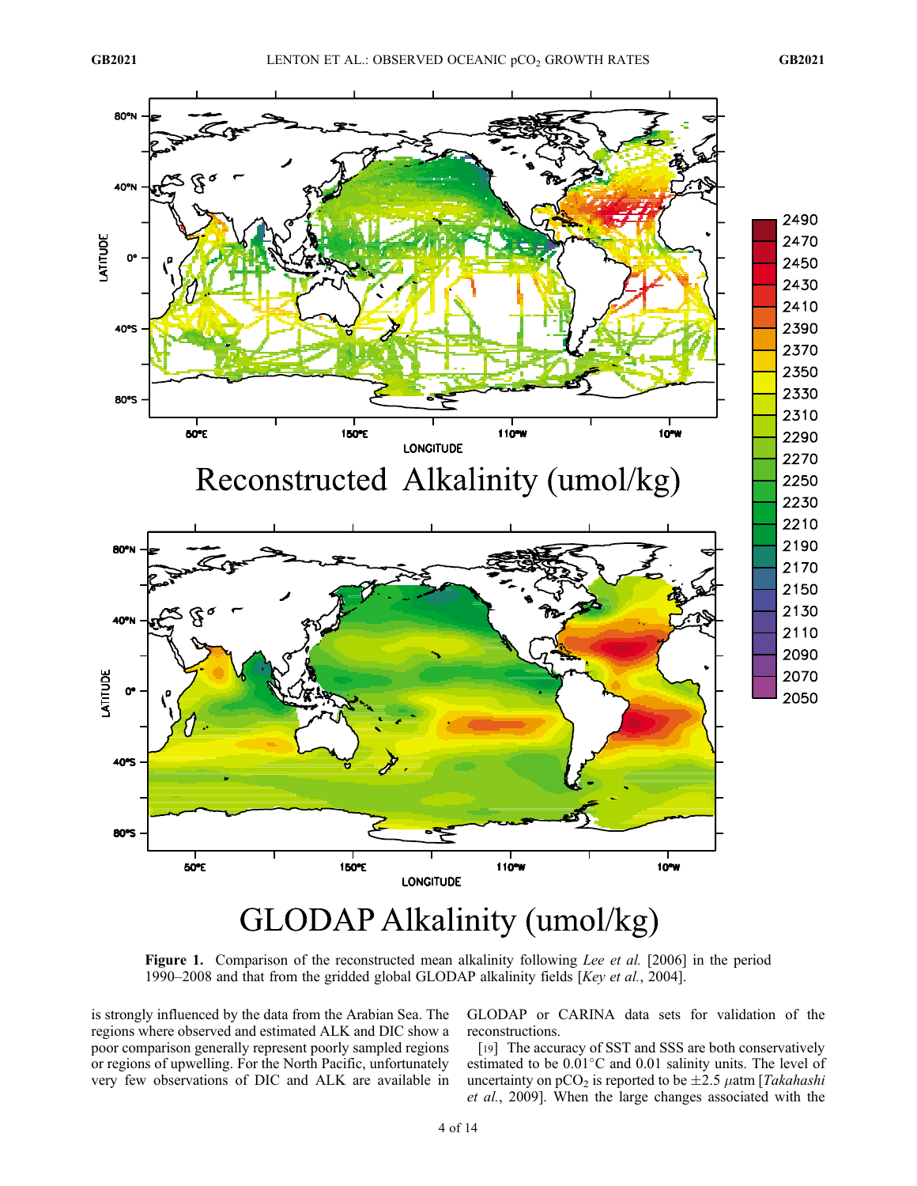**Figure 1.** Comparison of the reconstructed mean alkalinity following *Lee et al.* [2006] in the period 1990–2008 and that from the gridded global GLODAP alkalinity fields [*Key et al.*, 2004].

is strongly influenced by the data from the Arabian Sea. The regions where observed and estimated ALK and DIC show a poor comparison generally represent poorly sampled regions or regions of upwelling. For the North Pacific, unfortunately very few observations of DIC and ALK are available in GLODAP or CARINA data sets for validation of the reconstructions.

[19] The accuracy of SST and SSS are both conservatively estimated to be 0.01°C and 0.01 salinity units. The level of uncertainty on $pCO_2$ is reported to be ±2.5 $\mu$atm [*Takahashi et al.*, 2009]. When the large changes associated with the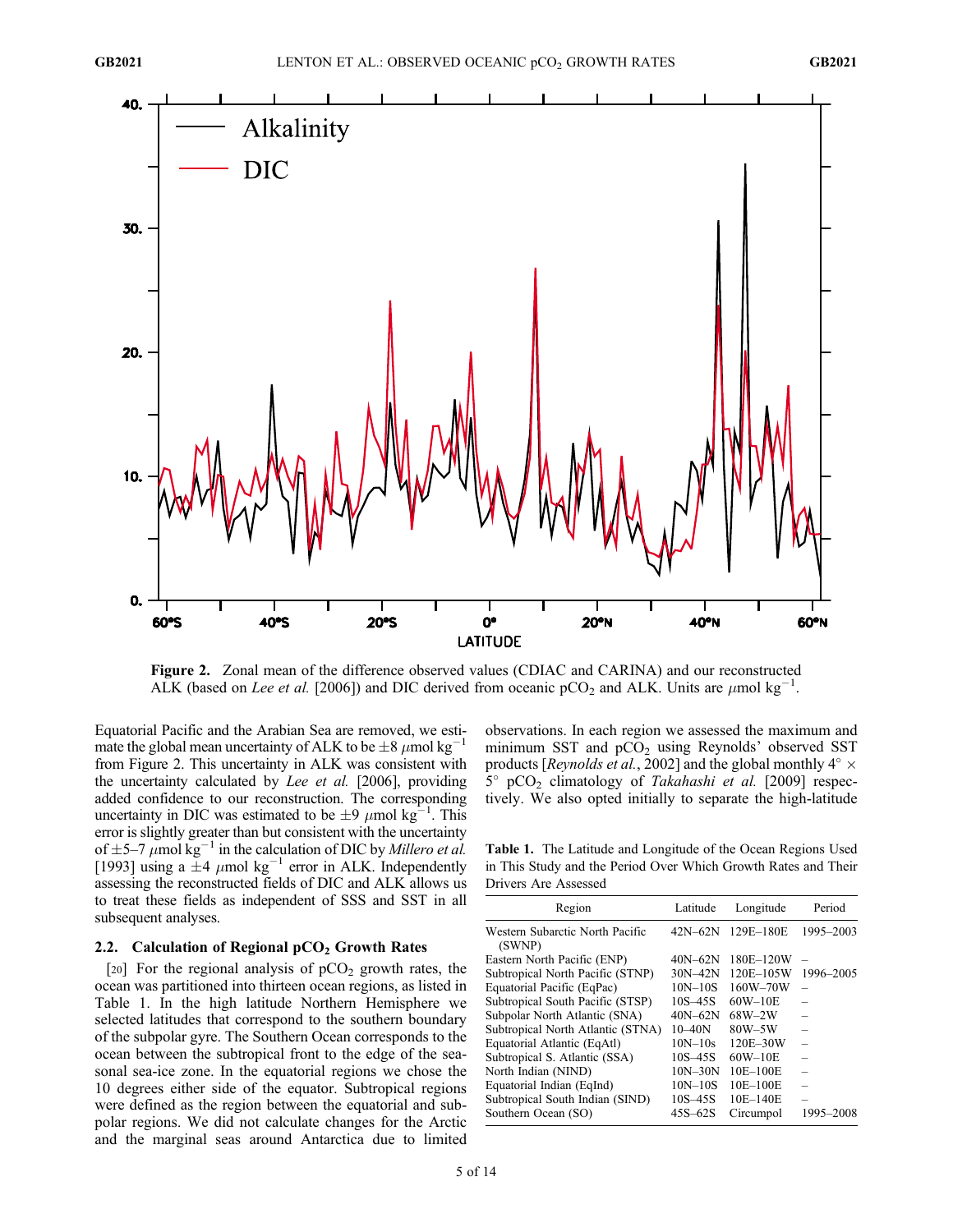**Figure 2.** Zonal mean of the difference observed values (CDIAC and CARINA) and our reconstructed ALK (based on *Lee et al.* [2006]) and DIC derived from oceanic $pCO_2$ and ALK. Units are $\mu$mol kg$^{-1}$.

Equatorial Pacific and the Arabian Sea are removed, we estimate the global mean uncertainty of ALK to be $\pm 8$ $\mu$mol kg$^{-1}$ from Figure 2. This uncertainty in ALK was consistent with the uncertainty calculated by *Lee et al.* [2006], providing added confidence to our reconstruction. The corresponding uncertainty in DIC was estimated to be $\pm 9$ $\mu$mol kg$^{-1}$. This error is slightly greater than but consistent with the uncertainty of $\pm 5$–$7$ $\mu$mol kg$^{-1}$ in the calculation of DIC by *Millero et al.* [1993] using a $\pm 4$ $\mu$mol kg$^{-1}$ error in ALK. Independently assessing the reconstructed fields of DIC and ALK allows us to treat these fields as independent of SSS and SST in all subsequent analyses.

### 2.2. Calculation of Regional $pCO_2$ Growth Rates

[20] For the regional analysis of $pCO_2$ growth rates, the ocean was partitioned into thirteen ocean regions, as listed in Table 1. In the high latitude Northern Hemisphere we selected latitudes that correspond to the southern boundary of the subpolar gyre. The Southern Ocean corresponds to the ocean between the subtropical front to the edge of the seasonal sea-ice zone. In the equatorial regions we chose the 10 degrees either side of the equator. Subtropical regions were defined as the region between the equatorial and subpolar regions. We did not calculate changes for the Arctic and the marginal seas around Antarctica due to limited observations. In each region we assessed the maximum and minimum SST and $pCO_2$ using Reynolds' observed SST products [*Reynolds et al.*, 2002] and the global monthly $4° \times 5°$ $pCO_2$ climatology of *Takahashi et al.* [2009] respectively. We also opted initially to separate the high-latitude

**Table 1.** The Latitude and Longitude of the Ocean Regions Used in This Study and the Period Over Which Growth Rates and Their Drivers Are Assessed

| Region | Latitude | Longitude | Period |
|---|---|---|---|
| Western Subarctic North Pacific (SWNP) | 42N–62N | 129E–180E | 1995–2003 |
| Eastern North Pacific (ENP) | 40N–62N | 180E–120W | – |
| Subtropical North Pacific (STNP) | 30N–42N | 120E–105W | 1996–2005 |
| Equatorial Pacific (EqPac) | 10N–10S | 160W–70W | – |
| Subtropical South Pacific (STSP) | 10S–45S | 60W–10E | – |
| Subpolar North Atlantic (SNA) | 40N–62N | 68W–2W | – |
| Subtropical North Atlantic (STNA) | 10–40N | 80W–5W | – |
| Equatorial Atlantic (EqAtl) | 10N–10s | 120E–30W | – |
| Subtropical S. Atlantic (SSA) | 10S–45S | 60W–10E | – |
| North Indian (NIND) | 10N–30N | 10E–100E | – |
| Equatorial Indian (EqInd) | 10N–10S | 10E–100E | – |
| Subtropical South Indian (SIND) | 10S–45S | 10E–140E | – |
| Southern Ocean (SO) | 45S–62S | Circumpol | 1995–2008 |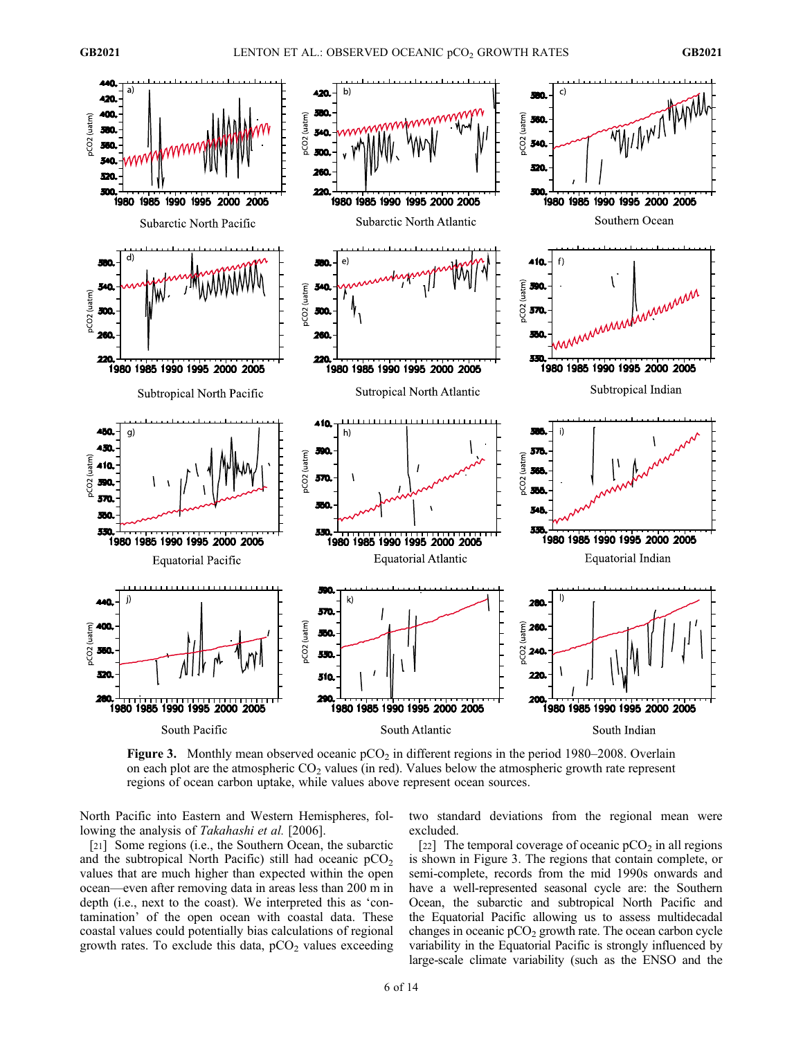**Figure 3.** Monthly mean observed oceanic $pCO_2$ in different regions in the period 1980–2008. Overlain on each plot are the atmospheric $CO_2$ values (in red). Values below the atmospheric growth rate represent regions of ocean carbon uptake, while values above represent ocean sources.

North Pacific into Eastern and Western Hemispheres, following the analysis of *Takahashi et al.* [2006].

[21] Some regions (i.e., the Southern Ocean, the subarctic and the subtropical North Pacific) still had oceanic $pCO_2$ values that are much higher than expected within the open ocean—even after removing data in areas less than 200 m in depth (i.e., next to the coast). We interpreted this as 'contamination' of the open ocean with coastal data. These coastal values could potentially bias calculations of regional growth rates. To exclude this data, $pCO_2$ values exceeding two standard deviations from the regional mean were excluded.

[22] The temporal coverage of oceanic $pCO_2$ in all regions is shown in Figure 3. The regions that contain complete, or semi-complete, records from the mid 1990s onwards and have a well-represented seasonal cycle are: the Southern Ocean, the subarctic and subtropical North Pacific and the Equatorial Pacific allowing us to assess multidecadal changes in oceanic $pCO_2$ growth rate. The ocean carbon cycle variability in the Equatorial Pacific is strongly influenced by large-scale climate variability (such as the ENSO and the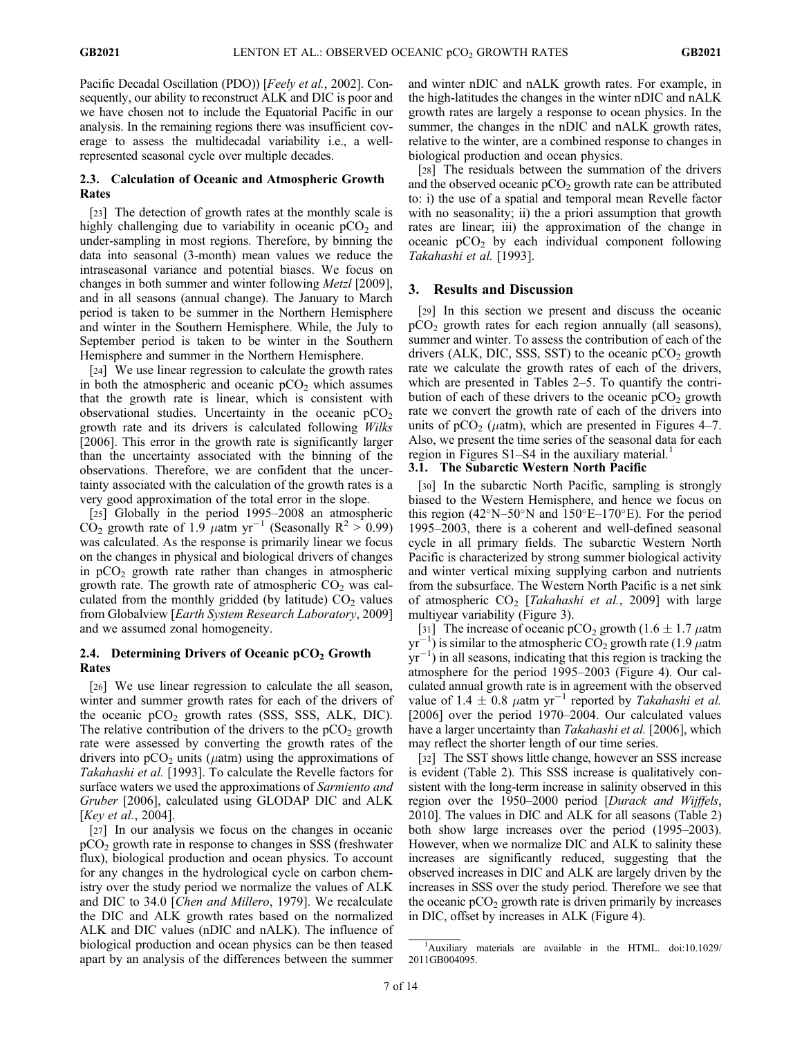Pacific Decadal Oscillation (PDO)) [*Feely et al.*, 2002]. Consequently, our ability to reconstruct ALK and DIC is poor and we have chosen not to include the Equatorial Pacific in our analysis. In the remaining regions there was insufficient coverage to assess the multidecadal variability i.e., a well-represented seasonal cycle over multiple decades.

### 2.3. Calculation of Oceanic and Atmospheric Growth Rates

[23] The detection of growth rates at the monthly scale is highly challenging due to variability in oceanic $pCO_2$ and under-sampling in most regions. Therefore, by binning the data into seasonal (3-month) mean values we reduce the intraseasonal variance and potential biases. We focus on changes in both summer and winter following *Metzl* [2009], and in all seasons (annual change). The January to March period is taken to be summer in the Northern Hemisphere and winter in the Southern Hemisphere. While, the July to September period is taken to be winter in the Southern Hemisphere and summer in the Northern Hemisphere.

[24] We use linear regression to calculate the growth rates in both the atmospheric and oceanic $pCO_2$ which assumes that the growth rate is linear, which is consistent with observational studies. Uncertainty in the oceanic $pCO_2$ growth rate and its drivers is calculated following *Wilks* [2006]. This error in the growth rate is significantly larger than the uncertainty associated with the binning of the observations. Therefore, we are confident that the uncertainty associated with the calculation of the growth rates is a very good approximation of the total error in the slope.

[25] Globally in the period 1995–2008 an atmospheric $CO_2$ growth rate of 1.9 $\mu$atm $yr^{-1}$ (Seasonally $R^2 > 0.99$) was calculated. As the response is primarily linear we focus on the changes in physical and biological drivers of changes in $pCO_2$ growth rate rather than changes in atmospheric growth rate. The growth rate of atmospheric $CO_2$ was calculated from the monthly gridded (by latitude) $CO_2$ values from Globalview [*Earth System Research Laboratory*, 2009] and we assumed zonal homogeneity.

### 2.4. Determining Drivers of Oceanic $pCO_2$ Growth Rates

[26] We use linear regression to calculate the all season, winter and summer growth rates for each of the drivers of the oceanic $pCO_2$ growth rates (SSS, SSS, ALK, DIC). The relative contribution of the drivers to the $pCO_2$ growth rate were assessed by converting the growth rates of the drivers into $pCO_2$ units ($\mu$atm) using the approximations of *Takahashi et al.* [1993]. To calculate the Revelle factors for surface waters we used the approximations of *Sarmiento and Gruber* [2006], calculated using GLODAP DIC and ALK [*Key et al.*, 2004].

[27] In our analysis we focus on the changes in oceanic $pCO_2$ growth rate in response to changes in SSS (freshwater flux), biological production and ocean physics. To account for any changes in the hydrological cycle on carbon chemistry over the study period we normalize the values of ALK and DIC to 34.0 [*Chen and Millero*, 1979]. We recalculate the DIC and ALK growth rates based on the normalized ALK and DIC values (nDIC and nALK). The influence of biological production and ocean physics can be then teased apart by an analysis of the differences between the summer and winter nDIC and nALK growth rates. For example, in the high-latitudes the changes in the winter nDIC and nALK growth rates are largely a response to ocean physics. In the summer, the changes in the nDIC and nALK growth rates, relative to the winter, are a combined response to changes in biological production and ocean physics.

[28] The residuals between the summation of the drivers and the observed oceanic $pCO_2$ growth rate can be attributed to: i) the use of a spatial and temporal mean Revelle factor with no seasonality; ii) the a priori assumption that growth rates are linear; iii) the approximation of the change in oceanic $pCO_2$ by each individual component following *Takahashi et al.* [1993].

## 3. Results and Discussion

[29] In this section we present and discuss the oceanic $pCO_2$ growth rates for each region annually (all seasons), summer and winter. To assess the contribution of each of the drivers (ALK, DIC, SSS, SST) to the oceanic $pCO_2$ growth rate we calculate the growth rates of each of the drivers, which are presented in Tables 2–5. To quantify the contribution of each of these drivers to the oceanic $pCO_2$ growth rate we convert the growth rate of each of the drivers into units of $pCO_2$ ($\mu$atm), which are presented in Figures 4–7. Also, we present the time series of the seasonal data for each region in Figures S1–S4 in the auxiliary material.[1]

### 3.1. The Subarctic Western North Pacific

[30] In the subarctic North Pacific, sampling is strongly biased to the Western Hemisphere, and hence we focus on this region (42°N–50°N and 150°E–170°E). For the period 1995–2003, there is a coherent and well-defined seasonal cycle in all primary fields. The subarctic Western North Pacific is characterized by strong summer biological activity and winter vertical mixing supplying carbon and nutrients from the subsurface. The Western North Pacific is a net sink of atmospheric $CO_2$ [*Takahashi et al.*, 2009] with large multiyear variability (Figure 3).

[31] The increase of oceanic $pCO_2$ growth (1.6 ± 1.7 $\mu$atm $yr^{-1}$) is similar to the atmospheric $CO_2$ growth rate (1.9 $\mu$atm $yr^{-1}$) in all seasons, indicating that this region is tracking the atmosphere for the period 1995–2003 (Figure 4). Our calculated annual growth rate is in agreement with the observed value of 1.4 ± 0.8 $\mu$atm $yr^{-1}$ reported by *Takahashi et al.* [2006] over the period 1970–2004. Our calculated values have a larger uncertainty than *Takahashi et al.* [2006], which may reflect the shorter length of our time series.

[32] The SST shows little change, however an SSS increase is evident (Table 2). This SSS increase is qualitatively consistent with the long-term increase in salinity observed in this region over the 1950–2000 period [*Durack and Wijffels*, 2010]. The values in DIC and ALK for all seasons (Table 2) both show large increases over the period (1995–2003). However, when we normalize DIC and ALK to salinity these increases are significantly reduced, suggesting that the observed increases in DIC and ALK are largely driven by the increases in SSS over the study period. Therefore we see that the oceanic $pCO_2$ growth rate is driven primarily by increases in DIC, offset by increases in ALK (Figure 4).

[1] Auxiliary materials are available in the HTML. doi:10.1029/2011GB004095.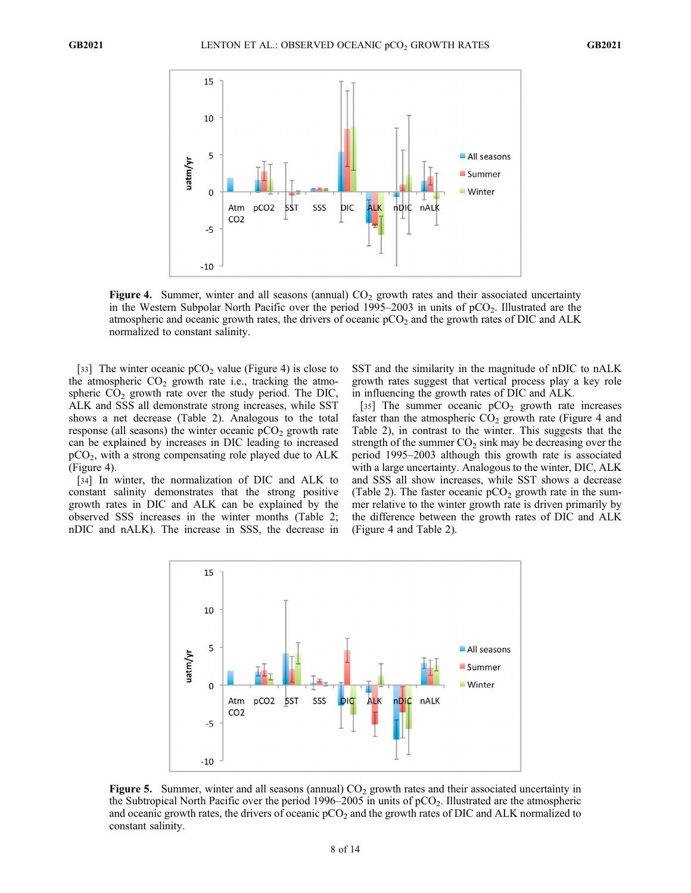**Figure 4.** Summer, winter and all seasons (annual) $CO_2$ growth rates and their associated uncertainty in the Western Subpolar North Pacific over the period 1995–2003 in units of $pCO_2$. Illustrated are the atmospheric and oceanic growth rates, the drivers of oceanic $pCO_2$ and the growth rates of DIC and ALK normalized to constant salinity.

[33] The winter oceanic $pCO_2$ value (Figure 4) is close to the atmospheric $CO_2$ growth rate i.e., tracking the atmospheric $CO_2$ growth rate over the study period. The DIC, ALK and SSS all demonstrate strong increases, while SST shows a net decrease (Table 2). Analogous to the total response (all seasons) the winter oceanic $pCO_2$ growth rate can be explained by increases in DIC leading to increased $pCO_2$, with a strong compensating role played due to ALK (Figure 4).

[34] In winter, the normalization of DIC and ALK to constant salinity demonstrates that the strong positive growth rates in DIC and ALK can be explained by the observed SSS increases in the winter months (Table 2; nDIC and nALK). The increase in SSS, the decrease in SST and the similarity in the magnitude of nDIC to nALK growth rates suggest that vertical process play a key role in influencing the growth rates of DIC and ALK.

[35] The summer oceanic $pCO_2$ growth rate increases faster than the atmospheric $CO_2$ growth rate (Figure 4 and Table 2), in contrast to the winter. This suggests that the strength of the summer $CO_2$ sink may be decreasing over the period 1995–2003 although this growth rate is associated with a large uncertainty. Analogous to the winter, DIC, ALK and SSS all show increases, while SST shows a decrease (Table 2). The faster oceanic $pCO_2$ growth rate in the summer relative to the winter growth rate is driven primarily by the difference between the growth rates of DIC and ALK (Figure 4 and Table 2).

**Figure 5.** Summer, winter and all seasons (annual) $CO_2$ growth rates and their associated uncertainty in the Subtropical North Pacific over the period 1996–2005 in units of $pCO_2$. Illustrated are the atmospheric and oceanic growth rates, the drivers of oceanic $pCO_2$ and the growth rates of DIC and ALK normalized to constant salinity.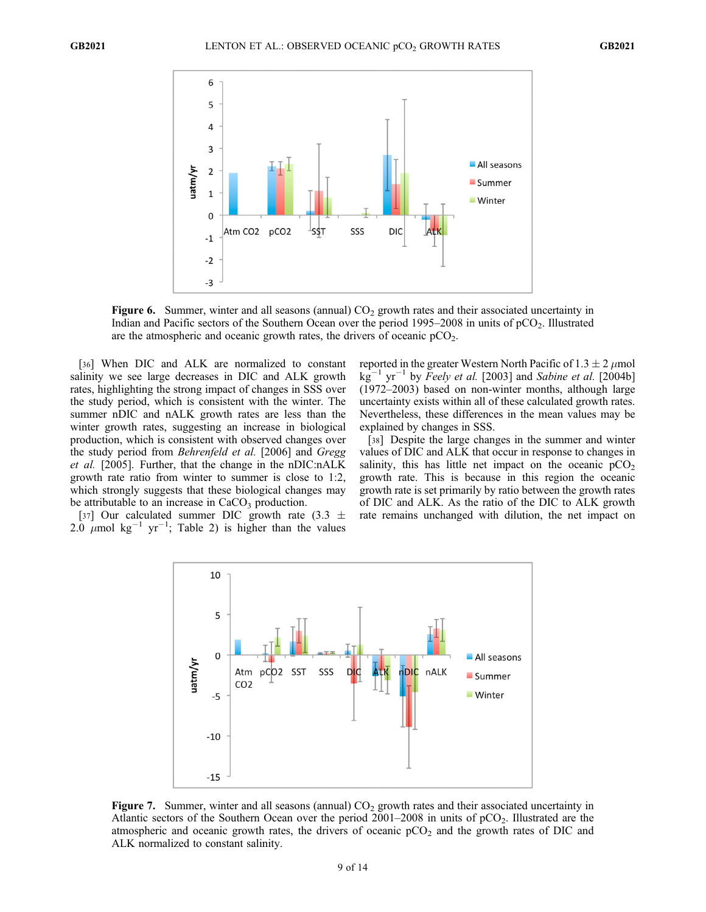**Figure 6.** Summer, winter and all seasons (annual) $CO_2$ growth rates and their associated uncertainty in Indian and Pacific sectors of the Southern Ocean over the period 1995–2008 in units of $pCO_2$. Illustrated are the atmospheric and oceanic growth rates, the drivers of oceanic $pCO_2$.

[36] When DIC and ALK are normalized to constant salinity we see large decreases in DIC and ALK growth rates, highlighting the strong impact of changes in SSS over the study period, which is consistent with the winter. The summer nDIC and nALK growth rates are less than the winter growth rates, suggesting an increase in biological production, which is consistent with observed changes over the study period from *Behrenfeld et al.* [2006] and *Gregg et al.* [2005]. Further, that the change in the nDIC:nALK growth rate ratio from winter to summer is close to 1:2, which strongly suggests that these biological changes may be attributable to an increase in $CaCO_3$ production.

[37] Our calculated summer DIC growth rate (3.3 ± 2.0 $\mu$mol kg$^{-1}$ yr$^{-1}$; Table 2) is higher than the values reported in the greater Western North Pacific of 1.3 ± 2 $\mu$mol kg$^{-1}$ yr$^{-1}$ by *Feely et al.* [2003] and *Sabine et al.* [2004b] (1972–2003) based on non-winter months, although large uncertainty exists within all of these calculated growth rates. Nevertheless, these differences in the mean values may be explained by changes in SSS.

[38] Despite the large changes in the summer and winter values of DIC and ALK that occur in response to changes in salinity, this has little net impact on the oceanic $pCO_2$ growth rate. This is because in this region the oceanic growth rate is set primarily by ratio between the growth rates of DIC and ALK. As the ratio of the DIC to ALK growth rate remains unchanged with dilution, the net impact on

**Figure 7.** Summer, winter and all seasons (annual) $CO_2$ growth rates and their associated uncertainty in Atlantic sectors of the Southern Ocean over the period 2001–2008 in units of $pCO_2$. Illustrated are the atmospheric and oceanic growth rates, the drivers of oceanic $pCO_2$ and the growth rates of DIC and ALK normalized to constant salinity.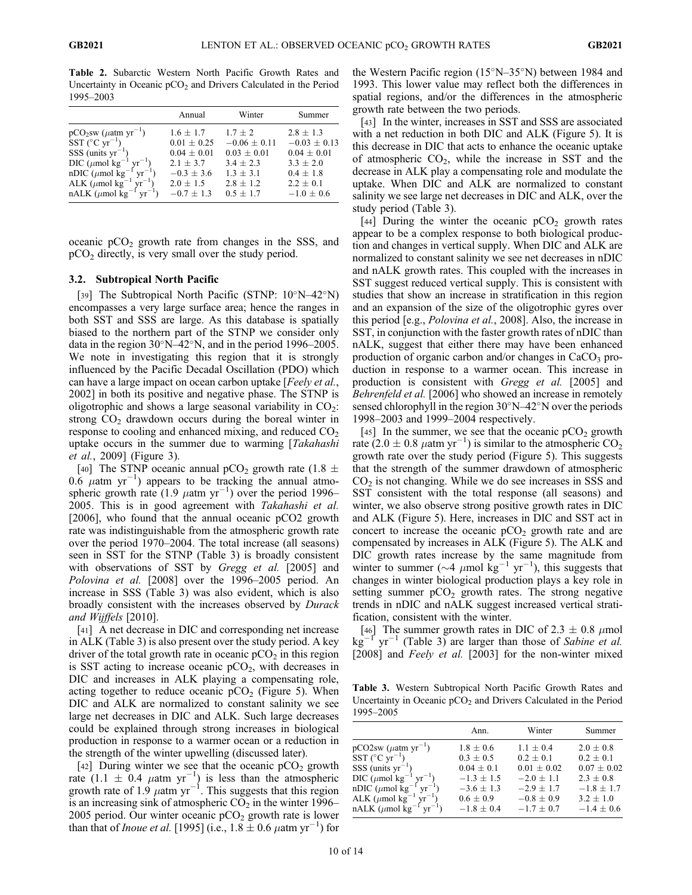**Table 2.** Subarctic Western North Pacific Growth Rates and Uncertainty in Oceanic $pCO_2$ and Drivers Calculated in the Period 1995–2003

| | Annual | Winter | Summer |
|---|---|---|---|
| $pCO_2sw$ ($\mu$atm $yr^{-1}$) | $1.6 \pm 1.7$ | $1.7 \pm 2$ | $2.8 \pm 1.3$ |
| SST (°C $yr^{-1}$) | $0.01 \pm 0.25$ | $-0.06 \pm 0.11$ | $-0.03 \pm 0.13$ |
| SSS (units $yr^{-1}$) | $0.04 \pm 0.01$ | $0.03 \pm 0.01$ | $0.04 \pm 0.01$ |
| DIC ($\mu$mol $kg^{-1}$ $yr^{-1}$) | $2.1 \pm 3.7$ | $3.4 \pm 2.3$ | $3.3 \pm 2.0$ |
| nDIC ($\mu$mol $kg^{-1}$ $yr^{-1}$) | $-0.3 \pm 3.6$ | $1.3 \pm 3.1$ | $0.4 \pm 1.8$ |
| ALK ($\mu$mol $kg^{-1}$ $yr^{-1}$) | $2.0 \pm 1.5$ | $2.8 \pm 1.2$ | $2.2 \pm 0.1$ |
| nALK ($\mu$mol $kg^{-1}$ $yr^{-1}$) | $-0.7 \pm 1.3$ | $0.5 \pm 1.7$ | $-1.0 \pm 0.6$ |

oceanic $pCO_2$ growth rate from changes in the SSS, and $pCO_2$ directly, is very small over the study period.

### 3.2. Subtropical North Pacific

[39] The Subtropical North Pacific (STNP: 10°N–42°N) encompasses a very large surface area; hence the ranges in both SST and SSS are large. As this database is spatially biased to the northern part of the STNP we consider only data in the region 30°N–42°N, and in the period 1996–2005. We note in investigating this region that it is strongly influenced by the Pacific Decadal Oscillation (PDO) which can have a large impact on ocean carbon uptake [*Feely et al.*, 2002] in both its positive and negative phase. The STNP is oligotrophic and shows a large seasonal variability in $CO_2$: strong $CO_2$ drawdown occurs during the boreal winter in response to cooling and enhanced mixing, and reduced $CO_2$ uptake occurs in the summer due to warming [*Takahashi et al.*, 2009] (Figure 3).

[40] The STNP oceanic annual $pCO_2$ growth rate ($1.8 \pm 0.6$ $\mu$atm $yr^{-1}$) appears to be tracking the annual atmospheric growth rate (1.9 $\mu$atm $yr^{-1}$) over the period 1996–2005. This is in good agreement with *Takahashi et al.* [2006], who found that the annual oceanic pCO2 growth rate was indistinguishable from the atmospheric growth rate over the period 1970–2004. The total increase (all seasons) seen in SST for the STNP (Table 3) is broadly consistent with observations of SST by *Gregg et al.* [2005] and *Polovina et al.* [2008] over the 1996–2005 period. An increase in SSS (Table 3) was also evident, which is also broadly consistent with the increases observed by *Durack and Wijffels* [2010].

[41] A net decrease in DIC and corresponding net increase in ALK (Table 3) is also present over the study period. A key driver of the total growth rate in oceanic $pCO_2$ in this region is SST acting to increase oceanic $pCO_2$, with decreases in DIC and increases in ALK playing a compensating role, acting together to reduce oceanic $pCO_2$ (Figure 5). When DIC and ALK are normalized to constant salinity we see large net decreases in DIC and ALK. Such large decreases could be explained through strong increases in biological production in response to a warmer ocean or a reduction in the strength of the winter upwelling (discussed later).

[42] During winter we see that the oceanic $pCO_2$ growth rate ($1.1 \pm 0.4$ $\mu$atm $yr^{-1}$) is less than the atmospheric growth rate of 1.9 $\mu$atm $yr^{-1}$. This suggests that this region is an increasing sink of atmospheric $CO_2$ in the winter 1996–2005 period. Our winter oceanic $pCO_2$ growth rate is lower than that of *Inoue et al.* [1995] (i.e., $1.8 \pm 0.6$ $\mu$atm $yr^{-1}$) for the Western Pacific region (15°N–35°N) between 1984 and 1993. This lower value may reflect both the differences in spatial regions, and/or the differences in the atmospheric growth rate between the two periods.

[43] In the winter, increases in SST and SSS are associated with a net reduction in both DIC and ALK (Figure 5). It is this decrease in DIC that acts to enhance the oceanic uptake of atmospheric $CO_2$, while the increase in SST and the decrease in ALK play a compensating role and modulate the uptake. When DIC and ALK are normalized to constant salinity we see large net decreases in DIC and ALK, over the study period (Table 3).

[44] During the winter the oceanic $pCO_2$ growth rates appear to be a complex response to both biological production and changes in vertical supply. When DIC and ALK are normalized to constant salinity we see net decreases in nDIC and nALK growth rates. This coupled with the increases in SST suggest reduced vertical supply. This is consistent with studies that show an increase in stratification in this region and an expansion of the size of the oligotrophic gyres over this period [e.g., *Polovina et al.*, 2008]. Also, the increase in SST, in conjunction with the faster growth rates of nDIC than nALK, suggest that either there may have been enhanced production of organic carbon and/or changes in $CaCO_3$ production in response to a warmer ocean. This increase in production is consistent with *Gregg et al.* [2005] and *Behrenfeld et al.* [2006] who showed an increase in remotely sensed chlorophyll in the region 30°N–42°N over the periods 1998–2003 and 1999–2004 respectively.

[45] In the summer, we see that the oceanic $pCO_2$ growth rate ($2.0 \pm 0.8$ $\mu$atm $yr^{-1}$) is similar to the atmospheric $CO_2$ growth rate over the study period (Figure 5). This suggests that the strength of the summer drawdown of atmospheric $CO_2$ is not changing. While we do see increases in SSS and SST consistent with the total response (all seasons) and winter, we also observe strong positive growth rates in DIC and ALK (Figure 5). Here, increases in DIC and SST act in concert to increase the oceanic $pCO_2$ growth rate and are compensated by increases in ALK (Figure 5). The ALK and DIC growth rates increase by the same magnitude from winter to summer (~4 $\mu$mol $kg^{-1}$ $yr^{-1}$), this suggests that changes in winter biological production plays a key role in setting summer $pCO_2$ growth rates. The strong negative trends in nDIC and nALK suggest increased vertical stratification, consistent with the winter.

[46] The summer growth rates in DIC of $2.3 \pm 0.8$ $\mu$mol $kg^{-1}$ $yr^{-1}$ (Table 3) are larger than those of *Sabine et al.* [2008] and *Feely et al.* [2003] for the non-winter mixed

**Table 3.** Western Subtropical North Pacific Growth Rates and Uncertainty in Oceanic $pCO_2$ and Drivers Calculated in the Period 1995–2005

| | Ann. | Winter | Summer |
|---|---|---|---|
| pCO2sw ($\mu$atm $yr^{-1}$) | $1.8 \pm 0.6$ | $1.1 \pm 0.4$ | $2.0 \pm 0.8$ |
| SST (°C $yr^{-1}$) | $0.3 \pm 0.5$ | $0.2 \pm 0.1$ | $0.2 \pm 0.1$ |
| SSS (units $yr^{-1}$) | $0.04 \pm 0.1$ | $0.01 \pm 0.02$ | $0.07 \pm 0.02$ |
| DIC ($\mu$mol $kg^{-1}$ $yr^{-1}$) | $-1.3 \pm 1.5$ | $-2.0 \pm 1.1$ | $2.3 \pm 0.8$ |
| nDIC ($\mu$mol $kg^{-1}$ $yr^{-1}$) | $-3.6 \pm 1.3$ | $-2.9 \pm 1.7$ | $-1.8 \pm 1.7$ |
| ALK ($\mu$mol $kg^{-1}$ $yr^{-1}$) | $0.6 \pm 0.9$ | $-0.8 \pm 0.9$ | $3.2 \pm 1.0$ |
| nALK ($\mu$mol $kg^{-1}$ $yr^{-1}$) | $-1.8 \pm 0.4$ | $-1.7 \pm 0.7$ | $-1.4 \pm 0.6$ |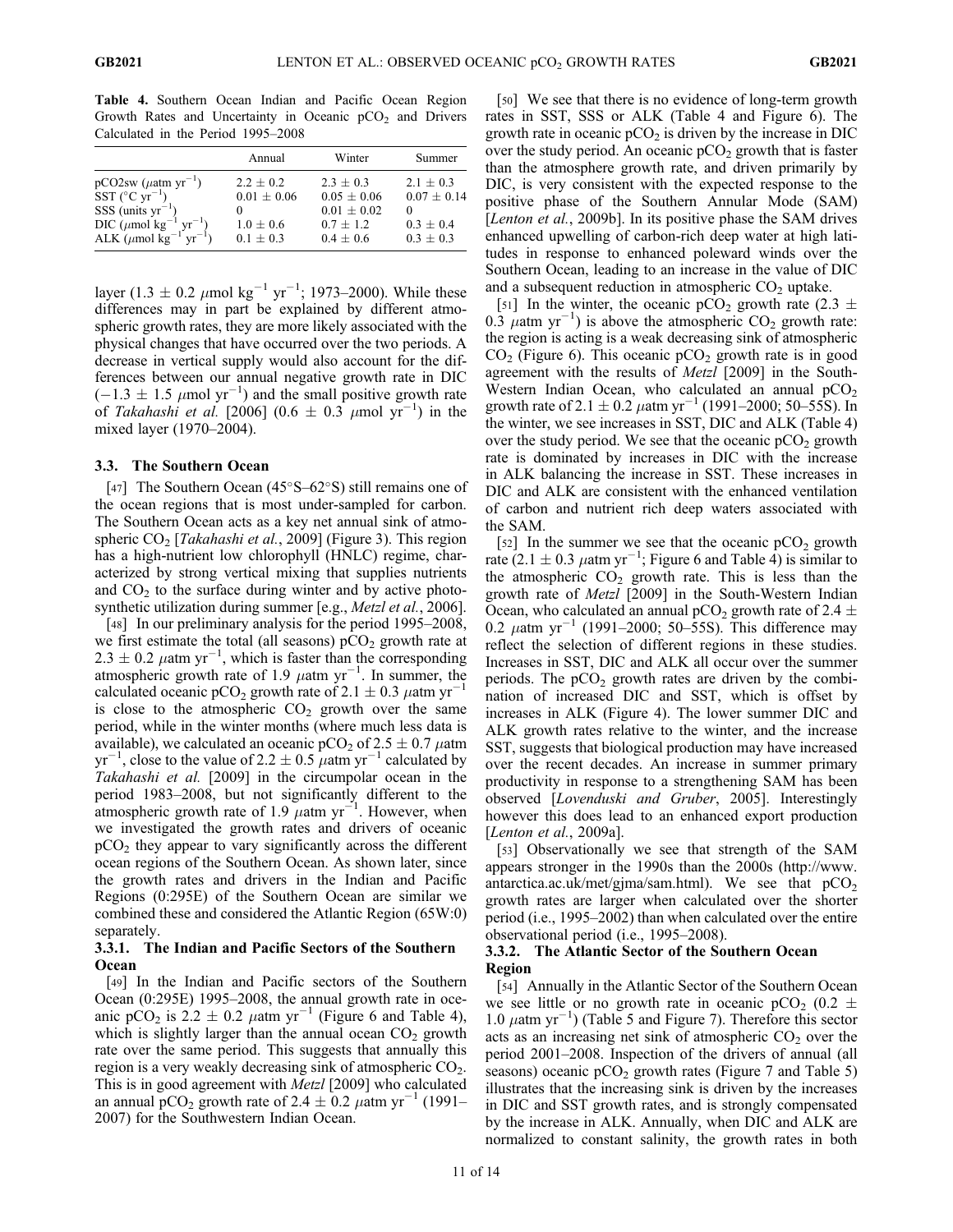**Table 4.** Southern Ocean Indian and Pacific Ocean Region Growth Rates and Uncertainty in Oceanic $pCO_2$ and Drivers Calculated in the Period 1995–2008

| | Annual | Winter | Summer |
|---|---|---|---|
| pCO2sw ($\mu$atm yr$^{-1}$) | 2.2 ± 0.2 | 2.3 ± 0.3 | 2.1 ± 0.3 |
| SST (°C yr$^{-1}$) | 0.01 ± 0.06 | 0.05 ± 0.06 | 0.07 ± 0.14 |
| SSS (units yr$^{-1}$) | 0 | 0.01 ± 0.02 | 0 |
| DIC ($\mu$mol kg$^{-1}$ yr$^{-1}$) | 1.0 ± 0.6 | 0.7 ± 1.2 | 0.3 ± 0.4 |
| ALK ($\mu$mol kg$^{-1}$ yr$^{-1}$) | 0.1 ± 0.3 | 0.4 ± 0.6 | 0.3 ± 0.3 |

layer (1.3 ± 0.2 $\mu$mol kg$^{-1}$ yr$^{-1}$; 1973–2000). While these differences may in part be explained by different atmospheric growth rates, they are more likely associated with the physical changes that have occurred over the two periods. A decrease in vertical supply would also account for the differences between our annual negative growth rate in DIC (−1.3 ± 1.5 $\mu$mol yr$^{-1}$) and the small positive growth rate of *Takahashi et al.* [2006] (0.6 ± 0.3 $\mu$mol yr$^{-1}$) in the mixed layer (1970–2004).

### 3.3. The Southern Ocean

[47] The Southern Ocean (45°S–62°S) still remains one of the ocean regions that is most under-sampled for carbon. The Southern Ocean acts as a key net annual sink of atmospheric $CO_2$ [*Takahashi et al.*, 2009] (Figure 3). This region has a high-nutrient low chlorophyll (HNLC) regime, characterized by strong vertical mixing that supplies nutrients and $CO_2$ to the surface during winter and by active photosynthetic utilization during summer [e.g., *Metzl et al.*, 2006].

[48] In our preliminary analysis for the period 1995–2008, we first estimate the total (all seasons) $pCO_2$ growth rate at 2.3 ± 0.2 $\mu$atm yr$^{-1}$, which is faster than the corresponding atmospheric growth rate of 1.9 $\mu$atm yr$^{-1}$. In summer, the calculated oceanic $pCO_2$ growth rate of 2.1 ± 0.3 $\mu$atm yr$^{-1}$ is close to the atmospheric $CO_2$ growth over the same period, while in the winter months (where much less data is available), we calculated an oceanic $pCO_2$ of 2.5 ± 0.7 $\mu$atm yr$^{-1}$, close to the value of 2.2 ± 0.5 $\mu$atm yr$^{-1}$ calculated by *Takahashi et al.* [2009] in the circumpolar ocean in the period 1983–2008, but not significantly different to the atmospheric growth rate of 1.9 $\mu$atm yr$^{-1}$. However, when we investigated the growth rates and drivers of oceanic $pCO_2$ they appear to vary significantly across the different ocean regions of the Southern Ocean. As shown later, since the growth rates and drivers in the Indian and Pacific Regions (0:295E) of the Southern Ocean are similar we combined these and considered the Atlantic Region (65W:0) separately.

#### 3.3.1. The Indian and Pacific Sectors of the Southern Ocean

[49] In the Indian and Pacific sectors of the Southern Ocean (0:295E) 1995–2008, the annual growth rate in oceanic $pCO_2$ is 2.2 ± 0.2 $\mu$atm yr$^{-1}$ (Figure 6 and Table 4), which is slightly larger than the annual ocean $CO_2$ growth rate over the same period. This suggests that annually this region is a very weakly decreasing sink of atmospheric $CO_2$. This is in good agreement with *Metzl* [2009] who calculated an annual $pCO_2$ growth rate of 2.4 ± 0.2 $\mu$atm yr$^{-1}$ (1991–2007) for the Southwestern Indian Ocean.

[50] We see that there is no evidence of long-term growth rates in SST, SSS or ALK (Table 4 and Figure 6). The growth rate in oceanic $pCO_2$ is driven by the increase in DIC over the study period. An oceanic $pCO_2$ growth that is faster than the atmosphere growth rate, and driven primarily by DIC, is very consistent with the expected response to the positive phase of the Southern Annular Mode (SAM) [*Lenton et al.*, 2009b]. In its positive phase the SAM drives enhanced upwelling of carbon-rich deep water at high latitudes in response to enhanced poleward winds over the Southern Ocean, leading to an increase in the value of DIC and a subsequent reduction in atmospheric $CO_2$ uptake.

[51] In the winter, the oceanic $pCO_2$ growth rate (2.3 ± 0.3 $\mu$atm yr$^{-1}$) is above the atmospheric $CO_2$ growth rate: the region is acting is a weak decreasing sink of atmospheric $CO_2$ (Figure 6). This oceanic $pCO_2$ growth rate is in good agreement with the results of *Metzl* [2009] in the South-Western Indian Ocean, who calculated an annual $pCO_2$ growth rate of 2.1 ± 0.2 $\mu$atm yr$^{-1}$ (1991–2000; 50–55S). In the winter, we see increases in SST, DIC and ALK (Table 4) over the study period. We see that the oceanic $pCO_2$ growth rate is dominated by increases in DIC with the increase in ALK balancing the increase in SST. These increases in DIC and ALK are consistent with the enhanced ventilation of carbon and nutrient rich deep waters associated with the SAM.

[52] In the summer we see that the oceanic $pCO_2$ growth rate (2.1 ± 0.3 $\mu$atm yr$^{-1}$; Figure 6 and Table 4) is similar to the atmospheric $CO_2$ growth rate. This is less than the growth rate of *Metzl* [2009] in the South-Western Indian Ocean, who calculated an annual $pCO_2$ growth rate of 2.4 ± 0.2 $\mu$atm yr$^{-1}$ (1991–2000; 50–55S). This difference may reflect the selection of different regions in these studies. Increases in SST, DIC and ALK all occur over the summer periods. The $pCO_2$ growth rates are driven by the combination of increased DIC and SST, which is offset by increases in ALK (Figure 4). The lower summer DIC and ALK growth rates relative to the winter, and the increase SST, suggests that biological production may have increased over the recent decades. An increase in summer primary productivity in response to a strengthening SAM has been observed [*Lovenduski and Gruber*, 2005]. Interestingly however this does lead to an enhanced export production [*Lenton et al.*, 2009a].

[53] Observationally we see that strength of the SAM appears stronger in the 1990s than the 2000s (http://www.antarctica.ac.uk/met/gjma/sam.html). We see that $pCO_2$ growth rates are larger when calculated over the shorter period (i.e., 1995–2002) than when calculated over the entire observational period (i.e., 1995–2008).

#### 3.3.2. The Atlantic Sector of the Southern Ocean Region

[54] Annually in the Atlantic Sector of the Southern Ocean we see little or no growth rate in oceanic $pCO_2$ (0.2 ± 1.0 $\mu$atm yr$^{-1}$) (Table 5 and Figure 7). Therefore this sector acts as an increasing net sink of atmospheric $CO_2$ over the period 2001–2008. Inspection of the drivers of annual (all seasons) oceanic $pCO_2$ growth rates (Figure 7 and Table 5) illustrates that the increasing sink is driven by the increases in DIC and SST growth rates, and is strongly compensated by the increase in ALK. Annually, when DIC and ALK are normalized to constant salinity, the growth rates in both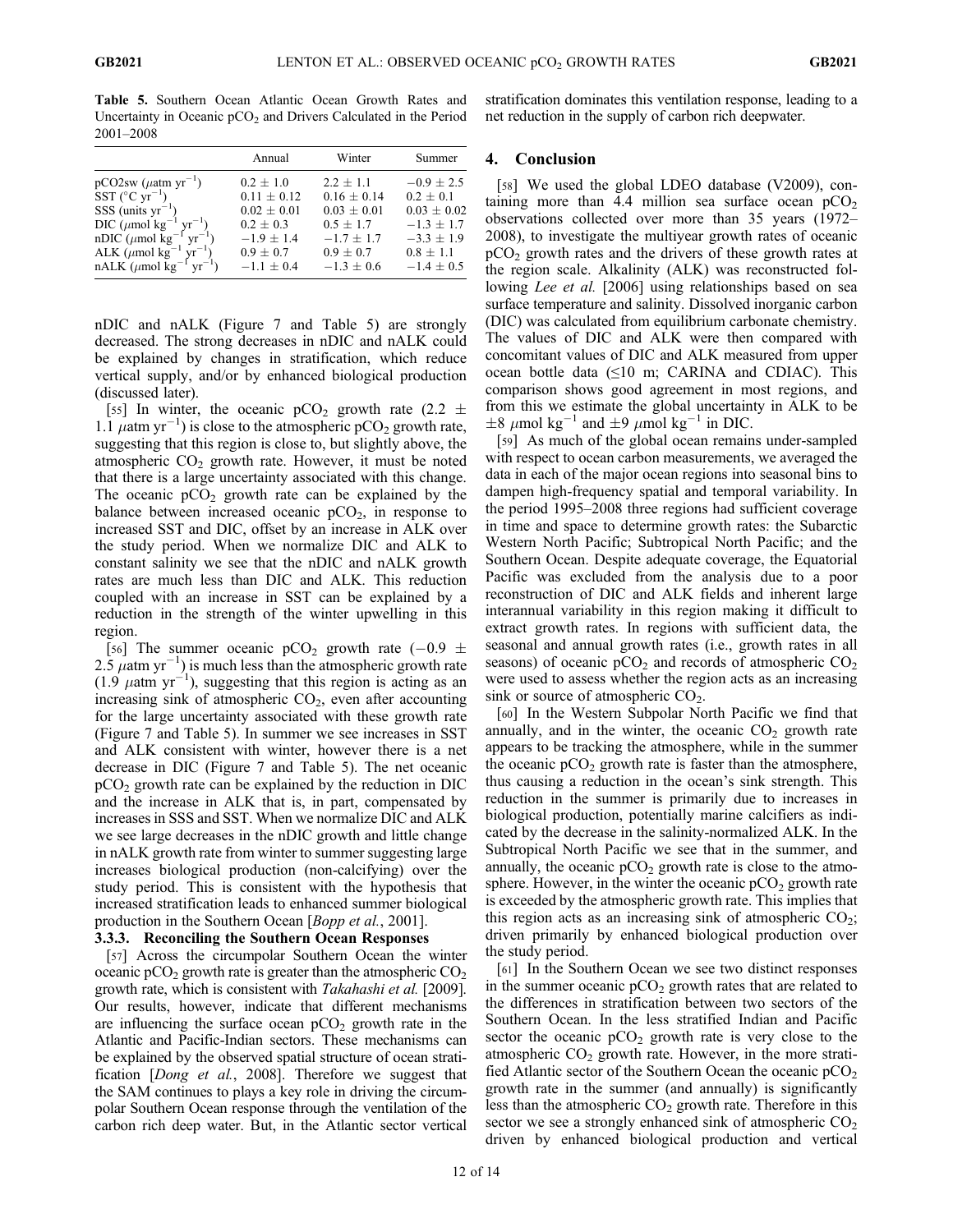**Table 5.** Southern Ocean Atlantic Ocean Growth Rates and Uncertainty in Oceanic $pCO_2$ and Drivers Calculated in the Period 2001–2008

| | Annual | Winter | Summer |
|---|---|---|---|
| pCO2sw ($\mu$atm $yr^{-1}$) | $0.2 \pm 1.0$ | $2.2 \pm 1.1$ | $-0.9 \pm 2.5$ |
| SST (°C $yr^{-1}$) | $0.11 \pm 0.12$ | $0.16 \pm 0.14$ | $0.2 \pm 0.1$ |
| SSS (units $yr^{-1}$) | $0.02 \pm 0.01$ | $0.03 \pm 0.01$ | $0.03 \pm 0.02$ |
| DIC ($\mu$mol $kg^{-1}$ $yr^{-1}$) | $0.2 \pm 0.3$ | $0.5 \pm 1.7$ | $-1.3 \pm 1.7$ |
| nDIC ($\mu$mol $kg^{-1}$ $yr^{-1}$) | $-1.9 \pm 1.4$ | $-1.7 \pm 1.7$ | $-3.3 \pm 1.9$ |
| ALK ($\mu$mol $kg^{-1}$ $yr^{-1}$) | $0.9 \pm 0.7$ | $0.9 \pm 0.7$ | $0.8 \pm 1.1$ |
| nALK ($\mu$mol $kg^{-1}$ $yr^{-1}$) | $-1.1 \pm 0.4$ | $-1.3 \pm 0.6$ | $-1.4 \pm 0.5$ |

nDIC and nALK (Figure 7 and Table 5) are strongly decreased. The strong decreases in nDIC and nALK could be explained by changes in stratification, which reduce vertical supply, and/or by enhanced biological production (discussed later).

[55] In winter, the oceanic $pCO_2$ growth rate ($2.2 \pm 1.1$ $\mu$atm $yr^{-1}$) is close to the atmospheric $pCO_2$ growth rate, suggesting that this region is close to, but slightly above, the atmospheric $CO_2$ growth rate. However, it must be noted that there is a large uncertainty associated with this change. The oceanic $pCO_2$ growth rate can be explained by the balance between increased oceanic $pCO_2$, in response to increased SST and DIC, offset by an increase in ALK over the study period. When we normalize DIC and ALK to constant salinity we see that the nDIC and nALK growth rates are much less than DIC and ALK. This reduction coupled with an increase in SST can be explained by a reduction in the strength of the winter upwelling in this region.

[56] The summer oceanic $pCO_2$ growth rate ($-0.9 \pm 2.5$ $\mu$atm $yr^{-1}$) is much less than the atmospheric growth rate (1.9 $\mu$atm $yr^{-1}$), suggesting that this region is acting as an increasing sink of atmospheric $CO_2$, even after accounting for the large uncertainty associated with these growth rate (Figure 7 and Table 5). In summer we see increases in SST and ALK consistent with winter, however there is a net decrease in DIC (Figure 7 and Table 5). The net oceanic $pCO_2$ growth rate can be explained by the reduction in DIC and the increase in ALK that is, in part, compensated by increases in SSS and SST. When we normalize DIC and ALK we see large decreases in the nDIC growth and little change in nALK growth rate from winter to summer suggesting large increases biological production (non-calcifying) over the study period. This is consistent with the hypothesis that increased stratification leads to enhanced summer biological production in the Southern Ocean [*Bopp et al.*, 2001].

### 3.3.3. Reconciling the Southern Ocean Responses

[57] Across the circumpolar Southern Ocean the winter oceanic $pCO_2$ growth rate is greater than the atmospheric $CO_2$ growth rate, which is consistent with *Takahashi et al.* [2009]. Our results, however, indicate that different mechanisms are influencing the surface ocean $pCO_2$ growth rate in the Atlantic and Pacific-Indian sectors. These mechanisms can be explained by the observed spatial structure of ocean stratification [*Dong et al.*, 2008]. Therefore we suggest that the SAM continues to plays a key role in driving the circumpolar Southern Ocean response through the ventilation of the carbon rich deep water. But, in the Atlantic sector vertical stratification dominates this ventilation response, leading to a net reduction in the supply of carbon rich deepwater.

## 4. Conclusion

[58] We used the global LDEO database (V2009), containing more than 4.4 million sea surface ocean $pCO_2$ observations collected over more than 35 years (1972–2008), to investigate the multiyear growth rates of oceanic $pCO_2$ growth rates and the drivers of these growth rates at the region scale. Alkalinity (ALK) was reconstructed following *Lee et al.* [2006] using relationships based on sea surface temperature and salinity. Dissolved inorganic carbon (DIC) was calculated from equilibrium carbonate chemistry. The values of DIC and ALK were then compared with concomitant values of DIC and ALK measured from upper ocean bottle data (≤10 m; CARINA and CDIAC). This comparison shows good agreement in most regions, and from this we estimate the global uncertainty in ALK to be $\pm 8$ $\mu$mol $kg^{-1}$ and $\pm 9$ $\mu$mol $kg^{-1}$ in DIC.

[59] As much of the global ocean remains under-sampled with respect to ocean carbon measurements, we averaged the data in each of the major ocean regions into seasonal bins to dampen high-frequency spatial and temporal variability. In the period 1995–2008 three regions had sufficient coverage in time and space to determine growth rates: the Subarctic Western North Pacific; Subtropical North Pacific; and the Southern Ocean. Despite adequate coverage, the Equatorial Pacific was excluded from the analysis due to a poor reconstruction of DIC and ALK fields and inherent large interannual variability in this region making it difficult to extract growth rates. In regions with sufficient data, the seasonal and annual growth rates (i.e., growth rates in all seasons) of oceanic $pCO_2$ and records of atmospheric $CO_2$ were used to assess whether the region acts as an increasing sink or source of atmospheric $CO_2$.

[60] In the Western Subpolar North Pacific we find that annually, and in the winter, the oceanic $CO_2$ growth rate appears to be tracking the atmosphere, while in the summer the oceanic $pCO_2$ growth rate is faster than the atmosphere, thus causing a reduction in the ocean's sink strength. This reduction in the summer is primarily due to increases in biological production, potentially marine calcifiers as indicated by the decrease in the salinity-normalized ALK. In the Subtropical North Pacific we see that in the summer, and annually, the oceanic $pCO_2$ growth rate is close to the atmosphere. However, in the winter the oceanic $pCO_2$ growth rate is exceeded by the atmospheric growth rate. This implies that this region acts as an increasing sink of atmospheric $CO_2$; driven primarily by enhanced biological production over the study period.

[61] In the Southern Ocean we see two distinct responses in the summer oceanic $pCO_2$ growth rates that are related to the differences in stratification between two sectors of the Southern Ocean. In the less stratified Indian and Pacific sector the oceanic $pCO_2$ growth rate is very close to the atmospheric $CO_2$ growth rate. However, in the more stratified Atlantic sector of the Southern Ocean the oceanic $pCO_2$ growth rate in the summer (and annually) is significantly less than the atmospheric $CO_2$ growth rate. Therefore in this sector we see a strongly enhanced sink of atmospheric $CO_2$ driven by enhanced biological production and vertical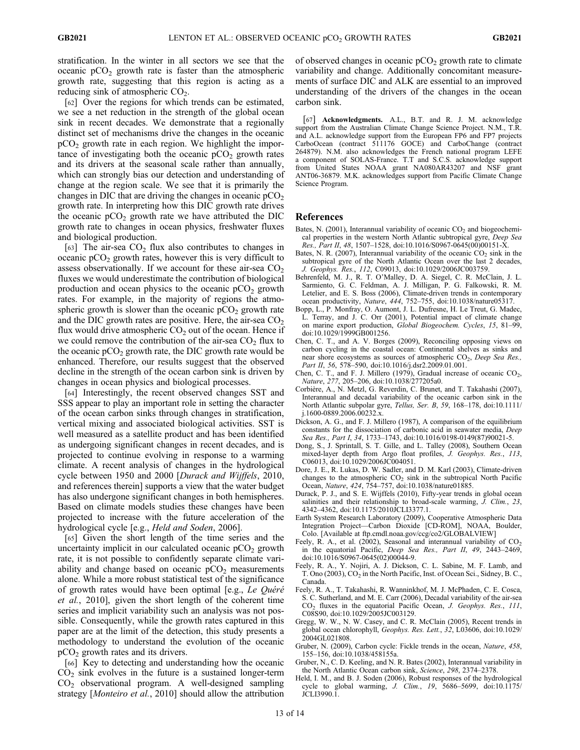stratification. In the winter in all sectors we see that the oceanic $pCO_2$ growth rate is faster than the atmospheric growth rate, suggesting that this region is acting as a reducing sink of atmospheric $CO_2$.

[62] Over the regions for which trends can be estimated, we see a net reduction in the strength of the global ocean sink in recent decades. We demonstrate that a regionally distinct set of mechanisms drive the changes in the oceanic $pCO_2$ growth rate in each region. We highlight the importance of investigating both the oceanic $pCO_2$ growth rates and its drivers at the seasonal scale rather than annually, which can strongly bias our detection and understanding of change at the region scale. We see that it is primarily the changes in DIC that are driving the changes in oceanic $pCO_2$ growth rate. In interpreting how this DIC growth rate drives the oceanic $pCO_2$ growth rate we have attributed the DIC growth rate to changes in ocean physics, freshwater fluxes and biological production.

[63] The air-sea $CO_2$ flux also contributes to changes in oceanic $pCO_2$ growth rates, however this is very difficult to assess observationally. If we account for these air-sea $CO_2$ fluxes we would underestimate the contribution of biological production and ocean physics to the oceanic $pCO_2$ growth rates. For example, in the majority of regions the atmospheric growth is slower than the oceanic $pCO_2$ growth rate and the DIC growth rates are positive. Here, the air-sea $CO_2$ flux would drive atmospheric $CO_2$ out of the ocean. Hence if we could remove the contribution of the air-sea $CO_2$ flux to the oceanic $pCO_2$ growth rate, the DIC growth rate would be enhanced. Therefore, our results suggest that the observed decline in the strength of the ocean carbon sink is driven by changes in ocean physics and biological processes.

[64] Interestingly, the recent observed changes SST and SSS appear to play an important role in setting the character of the ocean carbon sinks through changes in stratification, vertical mixing and associated biological activities. SST is well measured as a satellite product and has been identified as undergoing significant changes in recent decades, and is projected to continue evolving in response to a warming climate. A recent analysis of changes in the hydrological cycle between 1950 and 2000 [*Durack and Wijffels*, 2010, and references therein] supports a view that the water budget has also undergone significant changes in both hemispheres. Based on climate models studies these changes have been projected to increase with the future acceleration of the hydrological cycle [e.g., *Held and Soden*, 2006].

[65] Given the short length of the time series and the uncertainty implicit in our calculated oceanic $pCO_2$ growth rate, it is not possible to confidently separate climate variability and change based on oceanic $pCO_2$ measurements alone. While a more robust statistical test of the significance of growth rates would have been optimal [e.g., *Le Quéré et al.*, 2010], given the short length of the coherent time series and implicit variability such an analysis was not possible. Consequently, while the growth rates captured in this paper are at the limit of the detection, this study presents a methodology to understand the evolution of the oceanic $pCO_2$ growth rates and its drivers.

[66] Key to detecting and understanding how the oceanic $CO_2$ sink evolves in the future is a sustained longer-term $CO_2$ observational program. A well-designed sampling strategy [*Monteiro et al.*, 2010] should allow the attribution of observed changes in oceanic $pCO_2$ growth rate to climate variability and change. Additionally concomitant measurements of surface DIC and ALK are essential to an improved understanding of the drivers of the changes in the ocean carbon sink.

[67] **Acknowledgments.** A.L., B.T. and R. J. M. acknowledge support from the Australian Climate Change Science Project. N.M., T.R. and A.L. acknowledge support from the European FP6 and FP7 projects CarboOcean (contract 511176 GOCE) and CarboChange (contract 264879). N.M. also acknowledges the French national program LEFE a component of SOLAS-France. T.T and S.C.S. acknowledge support from United States NOAA grant NA080AR43207 and NSF grant ANT06-36879. M.K. acknowledges support from Pacific Climate Change Science Program.

## References

Bates, N. (2001), Interannual variability of oceanic $CO_2$ and biogeochemical properties in the western North Atlantic subtropical gyre, *Deep Sea Res., Part II*, *48*, 1507–1528, doi:10.1016/S0967-0645(00)00151-X.

Bates, N. R. (2007), Interannual variability of the oceanic $CO_2$ sink in the subtropical gyre of the North Atlantic Ocean over the last 2 decades, *J. Geophys. Res.*, *112*, C09013, doi:10.1029/2006JC003759.

Behrenfeld, M. J., R. T. O'Malley, D. A. Siegel, C. R. McClain, J. L. Sarmiento, G. C. Feldman, A. J. Milligan, P. G. Falkowski, R. M. Letelier, and E. S. Boss (2006), Climate-driven trends in contemporary ocean productivity, *Nature*, *444*, 752–755, doi:10.1038/nature05317.

Bopp, L., P. Monfray, O. Aumont, J. L. Dufresne, H. Le Treut, G. Madec, L. Terray, and J. C. Orr (2001), Potential impact of climate change on marine export production, *Global Biogeochem. Cycles*, *15*, 81–99, doi:10.1029/1999GB001256.

Chen, C. T., and A. V. Borges (2009), Reconciling opposing views on carbon cycling in the coastal ocean: Continental shelves as sinks and near shore ecosystems as sources of atmospheric $CO_2$, *Deep Sea Res., Part II*, *56*, 578–590, doi:10.1016/j.dsr2.2009.01.001.

Chen, C. T., and F. J. Millero (1979), Gradual increase of oceanic $CO_2$, *Nature*, *277*, 205–206, doi:10.1038/277205a0.

Corbière, A., N. Metzl, G. Reverdin, C. Brunet, and T. Takahashi (2007), Interannual and decadal variability of the oceanic carbon sink in the North Atlantic subpolar gyre, *Tellus, Ser. B*, *59*, 168–178, doi:10.1111/j.1600-0889.2006.00232.x.

Dickson, A. G., and F. J. Millero (1987), A comparison of the equilibrium constants for the dissociation of carbonic acid in seawater media, *Deep Sea Res., Part I*, *34*, 1733–1743, doi:10.1016/0198-0149(87)90021-5.

Dong, S., J. Sprintall, S. T. Gille, and L. Talley (2008), Southern Ocean mixed-layer depth from Argo float profiles, *J. Geophys. Res.*, *113*, C06013, doi:10.1029/2006JC004051.

Dore, J. E., R. Lukas, D. W. Sadler, and D. M. Karl (2003), Climate-driven changes to the atmospheric $CO_2$ sink in the subtropical North Pacific Ocean, *Nature*, *424*, 754–757, doi:10.1038/nature01885.

Durack, P. J., and S. E. Wijffels (2010), Fifty-year trends in global ocean salinities and their relationship to broad-scale warming, *J. Clim.*, *23*, 4342–4362, doi:10.1175/2010JCLI3377.1.

Earth System Research Laboratory (2009), Cooperative Atmospheric Data Integration Project—Carbon Dioxide [CD-ROM], NOAA, Boulder, Colo. [Available at ftp.cmdl.noaa.gov/ccg/co2/GLOBALVIEW]

Feely, R. A., et al. (2002), Seasonal and interannual variability of $CO_2$ in the equatorial Pacific, *Deep Sea Res., Part II*, *49*, 2443–2469, doi:10.1016/S0967-0645(02)00044-9.

Feely, R. A., Y. Nojiri, A. Dickson, C. L. Sabine, M. F. Lamb, and T. Ono (2003), $CO_2$ in the North Pacific, Inst. of Ocean Sci., Sidney, B. C., Canada.

Feely, R. A., T. Takahashi, R. Wanninkhof, M. J. McPhaden, C. E. Cosca, S. C. Sutherland, and M. E. Carr (2006), Decadal variability of the air-sea $CO_2$ fluxes in the equatorial Pacific Ocean, *J. Geophys. Res.*, *111*, C08S90, doi:10.1029/2005JC003129.

Gregg, W. W., N. W. Casey, and C. R. McClain (2005), Recent trends in global ocean chlorophyll, *Geophys. Res. Lett.*, *32*, L03606, doi:10.1029/2004GL021808.

Gruber, N. (2009), Carbon cycle: Fickle trends in the ocean, *Nature*, *458*, 155–156, doi:10.1038/458155a.

Gruber, N., C. D. Keeling, and N. R. Bates (2002), Interannual variability in the North Atlantic Ocean carbon sink, *Science*, *298*, 2374–2378.

Held, I. M., and B. J. Soden (2006), Robust responses of the hydrological cycle to global warming, *J. Clim.*, *19*, 5686–5699, doi:10.1175/JCLI3990.1.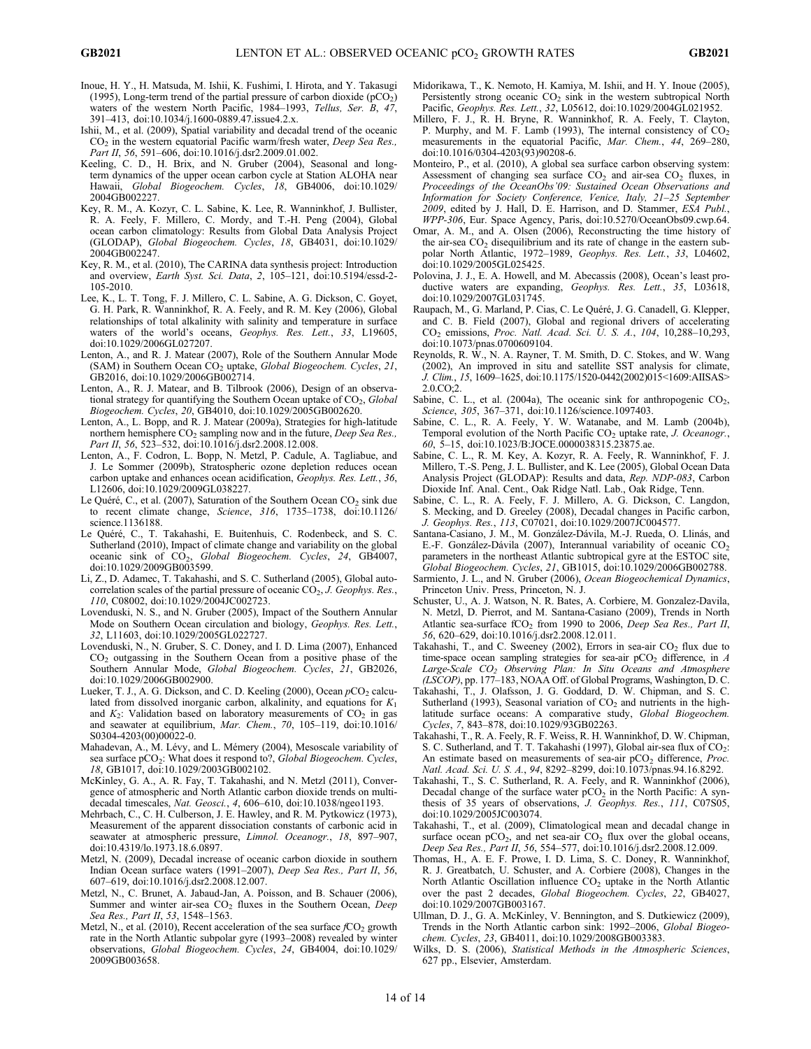Inoue, H. Y., H. Matsuda, M. Ishii, K. Fushimi, I. Hirota, and Y. Takasugi (1995), Long-term trend of the partial pressure of carbon dioxide ($pCO_2$) waters of the western North Pacific, 1984–1993, *Tellus, Ser. B*, *47*, 391–413, doi:10.1034/j.1600-0889.47.issue4.2.x.

Ishii, M., et al. (2009), Spatial variability and decadal trend of the oceanic $CO_2$ in the western equatorial Pacific warm/fresh water, *Deep Sea Res., Part II*, *56*, 591–606, doi:10.1016/j.dsr2.2009.01.002.

Keeling, C. D., H. Brix, and N. Gruber (2004), Seasonal and long-term dynamics of the upper ocean carbon cycle at Station ALOHA near Hawaii, *Global Biogeochem. Cycles*, *18*, GB4006, doi:10.1029/2004GB002227.

Key, R. M., A. Kozyr, C. L. Sabine, K. Lee, R. Wanninkhof, J. Bullister, R. A. Feely, F. Millero, C. Mordy, and T.-H. Peng (2004), Global ocean carbon climatology: Results from Global Data Analysis Project (GLODAP), *Global Biogeochem. Cycles*, *18*, GB4031, doi:10.1029/2004GB002247.

Key, R. M., et al. (2010), The CARINA data synthesis project: Introduction and overview, *Earth Syst. Sci. Data*, *2*, 105–121, doi:10.5194/essd-2-105-2010.

Lee, K., L. T. Tong, F. J. Millero, C. L. Sabine, A. G. Dickson, C. Goyet, G. H. Park, R. Wanninkhof, R. A. Feely, and R. M. Key (2006), Global relationships of total alkalinity with salinity and temperature in surface waters of the world's oceans, *Geophys. Res. Lett.*, *33*, L19605, doi:10.1029/2006GL027207.

Lenton, A., and R. J. Matear (2007), Role of the Southern Annular Mode (SAM) in Southern Ocean $CO_2$ uptake, *Global Biogeochem. Cycles*, *21*, GB2016, doi:10.1029/2006GB002714.

Lenton, A., R. J. Matear, and B. Tilbrook (2006), Design of an observational strategy for quantifying the Southern Ocean uptake of $CO_2$, *Global Biogeochem. Cycles*, *20*, GB4010, doi:10.1029/2005GB002620.

Lenton, A., L. Bopp, and R. J. Matear (2009a), Strategies for high-latitude northern hemisphere $CO_2$ sampling now and in the future, *Deep Sea Res., Part II*, *56*, 523–532, doi:10.1016/j.dsr2.2008.12.008.

Lenton, A., F. Codron, L. Bopp, N. Metzl, P. Cadule, A. Tagliabue, and J. Le Sommer (2009b), Stratospheric ozone depletion reduces ocean carbon uptake and enhances ocean acidification, *Geophys. Res. Lett.*, *36*, L12606, doi:10.1029/2009GL038227.

Le Quéré, C., et al. (2007), Saturation of the Southern Ocean $CO_2$ sink due to recent climate change, *Science*, *316*, 1735–1738, doi:10.1126/science.1136188.

Le Quéré, C., T. Takahashi, E. Buitenhuis, C. Rodenbeck, and S. C. Sutherland (2010), Impact of climate change and variability on the global oceanic sink of $CO_2$, *Global Biogeochem. Cycles*, *24*, GB4007, doi:10.1029/2009GB003599.

Li, Z., D. Adamec, T. Takahashi, and S. C. Sutherland (2005), Global autocorrelation scales of the partial pressure of oceanic $CO_2$, *J. Geophys. Res.*, *110*, C08002, doi:10.1029/2004JC002723.

Lovenduski, N. S., and N. Gruber (2005), Impact of the Southern Annular Mode on Southern Ocean circulation and biology, *Geophys. Res. Lett.*, *32*, L11603, doi:10.1029/2005GL022727.

Lovenduski, N., N. Gruber, S. C. Doney, and I. D. Lima (2007), Enhanced $CO_2$ outgassing in the Southern Ocean from a positive phase of the Southern Annular Mode, *Global Biogeochem. Cycles*, *21*, GB2026, doi:10.1029/2006GB002900.

Lueker, T. J., A. G. Dickson, and C. D. Keeling (2000), Ocean $pCO_2$ calculated from dissolved inorganic carbon, alkalinity, and equations for $K_1$ and $K_2$: Validation based on laboratory measurements of $CO_2$ in gas and seawater at equilibrium, *Mar. Chem.*, *70*, 105–119, doi:10.1016/S0304-4203(00)00022-0.

Mahadevan, A., M. Lévy, and L. Mémery (2004), Mesoscale variability of sea surface $pCO_2$: What does it respond to?, *Global Biogeochem. Cycles*, *18*, GB1017, doi:10.1029/2003GB002102.

McKinley, G. A., A. R. Fay, T. Takahashi, and N. Metzl (2011), Convergence of atmospheric and North Atlantic carbon dioxide trends on multidecadal timescales, *Nat. Geosci.*, *4*, 606–610, doi:10.1038/ngeo1193.

Mehrbach, C., C. H. Culberson, J. E. Hawley, and R. M. Pytkowicz (1973), Measurement of the apparent dissociation constants of carbonic acid in seawater at atmospheric pressure, *Limnol. Oceanogr.*, *18*, 897–907, doi:10.4319/lo.1973.18.6.0897.

Metzl, N. (2009), Decadal increase of oceanic carbon dioxide in southern Indian Ocean surface waters (1991–2007), *Deep Sea Res., Part II*, *56*, 607–619, doi:10.1016/j.dsr2.2008.12.007.

Metzl, N., C. Brunet, A. Jabaud-Jan, A. Poisson, and B. Schauer (2006), Summer and winter air-sea $CO_2$ fluxes in the Southern Ocean, *Deep Sea Res., Part II*, *53*, 1548–1563.

Metzl, N., et al. (2010), Recent acceleration of the sea surface $fCO_2$ growth rate in the North Atlantic subpolar gyre (1993–2008) revealed by winter observations, *Global Biogeochem. Cycles*, *24*, GB4004, doi:10.1029/2009GB003658.

Midorikawa, T., K. Nemoto, H. Kamiya, M. Ishii, and H. Y. Inoue (2005), Persistently strong oceanic $CO_2$ sink in the western subtropical North Pacific, *Geophys. Res. Lett.*, *32*, L05612, doi:10.1029/2004GL021952.

Millero, F. J., R. H. Bryne, R. Wanninkhof, R. A. Feely, T. Clayton, P. Murphy, and M. F. Lamb (1993), The internal consistency of $CO_2$ measurements in the equatorial Pacific, *Mar. Chem.*, *44*, 269–280, doi:10.1016/0304-4203(93)90208-6.

Monteiro, P., et al. (2010), A global sea surface carbon observing system: Assessment of changing sea surface $CO_2$ and air-sea $CO_2$ fluxes, in *Proceedings of the OceanObs'09: Sustained Ocean Observations and Information for Society Conference, Venice, Italy, 21–25 September 2009*, edited by J. Hall, D. E. Harrison, and D. Stammer, *ESA Publ., WPP-306*, Eur. Space Agency, Paris, doi:10.5270/OceanObs09.cwp.64.

Omar, A. M., and A. Olsen (2006), Reconstructing the time history of the air-sea $CO_2$ disequilibrium and its rate of change in the eastern subpolar North Atlantic, 1972–1989, *Geophys. Res. Lett.*, *33*, L04602, doi:10.1029/2005GL025425.

Polovina, J. J., E. A. Howell, and M. Abecassis (2008), Ocean's least productive waters are expanding, *Geophys. Res. Lett.*, *35*, L03618, doi:10.1029/2007GL031745.

Raupach, M., G. Marland, P. Cias, C. Le Quéré, J. G. Canadell, G. Klepper, and C. B. Field (2007), Global and regional drivers of accelerating $CO_2$ emissions, *Proc. Natl. Acad. Sci. U. S. A.*, *104*, 10,288–10,293, doi:10.1073/pnas.0700609104.

Reynolds, R. W., N. A. Rayner, T. M. Smith, D. C. Stokes, and W. Wang (2002), An improved in situ and satellite SST analysis for climate, *J. Clim.*, *15*, 1609–1625, doi:10.1175/1520-0442(2002)015<1609:AIISAS>2.0.CO;2.

Sabine, C. L., et al. (2004a), The oceanic sink for anthropogenic $CO_2$, *Science*, *305*, 367–371, doi:10.1126/science.1097403.

Sabine, C. L., R. A. Feely, Y. W. Watanabe, and M. Lamb (2004b), Temporal evolution of the North Pacific $CO_2$ uptake rate, *J. Oceanogr.*, *60*, 5–15, doi:10.1023/B:JOCE.0000038315.23875.ae.

Sabine, C. L., R. M. Key, A. Kozyr, R. A. Feely, R. Wanninkhof, F. J. Millero, T.-S. Peng, J. L. Bullister, and K. Lee (2005), Global Ocean Data Analysis Project (GLODAP): Results and data, *Rep. NDP-083*, Carbon Dioxide Inf. Anal. Cent., Oak Ridge Natl. Lab., Oak Ridge, Tenn.

Sabine, C. L., R. A. Feely, F. J. Millero, A. G. Dickson, C. Langdon, S. Mecking, and D. Greeley (2008), Decadal changes in Pacific carbon, *J. Geophys. Res.*, *113*, C07021, doi:10.1029/2007JC004577.

Santana-Casiano, J. M., M. González-Dávila, M.-J. Rueda, O. Llinás, and E.-F. González-Dávila (2007), Interannual variability of oceanic $CO_2$ parameters in the northeast Atlantic subtropical gyre at the ESTOC site, *Global Biogeochem. Cycles*, *21*, GB1015, doi:10.1029/2006GB002788.

Sarmiento, J. L., and N. Gruber (2006), *Ocean Biogeochemical Dynamics*, Princeton Univ. Press, Princeton, N. J.

Schuster, U., A. J. Watson, N. R. Bates, A. Corbiere, M. Gonzalez-Davila, N. Metzl, D. Pierrot, and M. Santana-Casiano (2009), Trends in North Atlantic sea-surface $fCO_2$ from 1990 to 2006, *Deep Sea Res., Part II*, *56*, 620–629, doi:10.1016/j.dsr2.2008.12.011.

Takahashi, T., and C. Sweeney (2002), Errors in sea-air $CO_2$ flux due to time-space ocean sampling strategies for sea-air $pCO_2$ difference, in *A Large-Scale $CO_2$ Observing Plan: In Situ Oceans and Atmosphere (LSCOP)*, pp. 177–183, NOAA Off. of Global Programs, Washington, D. C.

Takahashi, T., J. Olafsson, J. G. Goddard, D. W. Chipman, and S. C. Sutherland (1993), Seasonal variation of $CO_2$ and nutrients in the high-latitude surface oceans: A comparative study, *Global Biogeochem. Cycles*, *7*, 843–878, doi:10.1029/93GB02263.

Takahashi, T., R. A. Feely, R. F. Weiss, R. H. Wanninkhof, D. W. Chipman, S. C. Sutherland, and T. T. Takahashi (1997), Global air-sea flux of $CO_2$: An estimate based on measurements of sea-air $pCO_2$ difference, *Proc. Natl. Acad. Sci. U. S. A.*, *94*, 8292–8299, doi:10.1073/pnas.94.16.8292.

Takahashi, T., S. C. Sutherland, R. A. Feely, and R. Wanninkhof (2006), Decadal change of the surface water $pCO_2$ in the North Pacific: A synthesis of 35 years of observations, *J. Geophys. Res.*, *111*, C07S05, doi:10.1029/2005JC003074.

Takahashi, T., et al. (2009), Climatological mean and decadal change in surface ocean $pCO_2$, and net sea-air $CO_2$ flux over the global oceans, *Deep Sea Res., Part II*, *56*, 554–577, doi:10.1016/j.dsr2.2008.12.009.

Thomas, H., A. E. F. Prowe, I. D. Lima, S. C. Doney, R. Wanninkhof, R. J. Greatbatch, U. Schuster, and A. Corbiere (2008), Changes in the North Atlantic Oscillation influence $CO_2$ uptake in the North Atlantic over the past 2 decades, *Global Biogeochem. Cycles*, *22*, GB4027, doi:10.1029/2007GB003167.

Ullman, D. J., G. A. McKinley, V. Bennington, and S. Dutkiewicz (2009), Trends in the North Atlantic carbon sink: 1992–2006, *Global Biogeochem. Cycles*, *23*, GB4011, doi:10.1029/2008GB003383.

Wilks, D. S. (2006), *Statistical Methods in the Atmospheric Sciences*, 627 pp., Elsevier, Amsterdam.